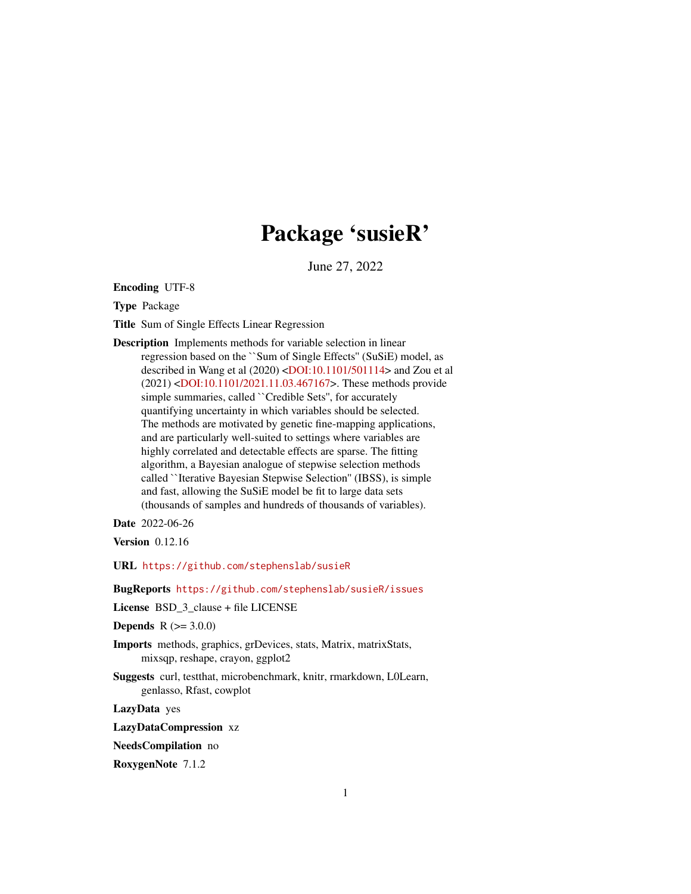# Package 'susieR'

June 27, 2022

**Encoding** UTF-8

**Type** Package

**Title** Sum of Single Effects Linear Regression

**Description** Implements methods for variable selection in linear regression based on the ``Sum of Single Effects'' (SuSiE) model, as described in Wang et al (2020) <DOI:10.1101/501114> and Zou et al (2021) <DOI:10.1101/2021.11.03.467167>. These methods provide simple summaries, called ``Credible Sets'', for accurately quantifying uncertainty in which variables should be selected. The methods are motivated by genetic fine-mapping applications, and are particularly well-suited to settings where variables are highly correlated and detectable effects are sparse. The fitting algorithm, a Bayesian analogue of stepwise selection methods called ``Iterative Bayesian Stepwise Selection'' (IBSS), is simple and fast, allowing the SuSiE model be fit to large data sets (thousands of samples and hundreds of thousands of variables).

**Date** 2022-06-26

**Version** 0.12.16

**URL** https://github.com/stephenslab/susieR

**BugReports** https://github.com/stephenslab/susieR/issues

**License** BSD_3_clause + file LICENSE

**Depends** R (>= 3.0.0)

**Imports** methods, graphics, grDevices, stats, Matrix, matrixStats, mixsqp, reshape, crayon, ggplot2

**Suggests** curl, testthat, microbenchmark, knitr, rmarkdown, L0Learn, genlasso, Rfast, cowplot

**LazyData** yes

**LazyDataCompression** xz

**NeedsCompilation** no

**RoxygenNote** 7.1.2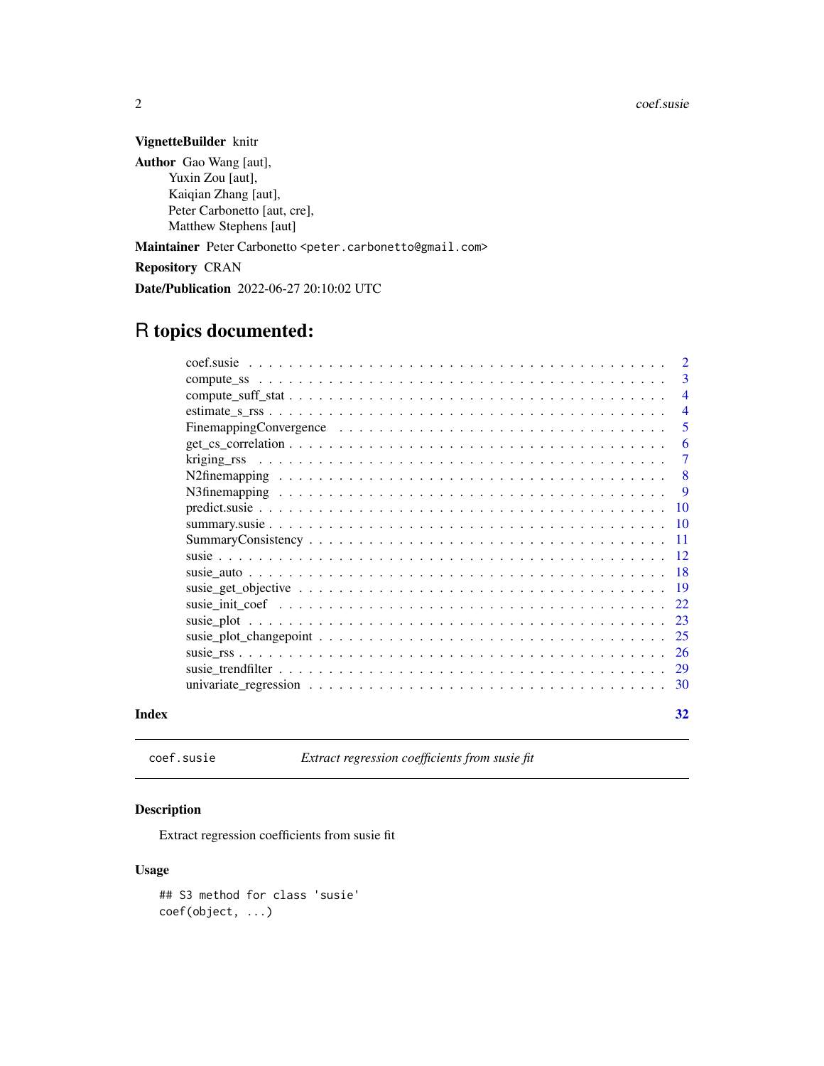**VignetteBuilder** knitr

**Author** Gao Wang [aut],
Yuxin Zou [aut],
Kaiqian Zhang [aut],
Peter Carbonetto [aut, cre],
Matthew Stephens [aut]

**Maintainer** Peter Carbonetto <peter.carbonetto@gmail.com>

**Repository** CRAN

**Date/Publication** 2022-06-27 20:10:02 UTC

# R topics documented:

| | |
|---|---|
| coef.susie | 2 |
| compute_ss | 3 |
| compute_suff_stat | 4 |
| estimate_s_rss | 4 |
| FinemappingConvergence | 5 |
| get_cs_correlation | 6 |
| kriging_rss | 7 |
| N2finemapping | 8 |
| N3finemapping | 9 |
| predict.susie | 10 |
| summary.susie | 10 |
| SummaryConsistency | 11 |
| susie | 12 |
| susie_auto | 18 |
| susie_get_objective | 19 |
| susie_init_coef | 22 |
| susie_plot | 23 |
| susie_plot_changepoint | 25 |
| susie_rss | 26 |
| susie_trendfilter | 29 |
| univariate_regression | 30 |

**Index** 32

---

`coef.susie` *Extract regression coefficients from susie fit*

---

## Description

Extract regression coefficients from susie fit

## Usage

```
## S3 method for class 'susie'
coef(object, ...)
```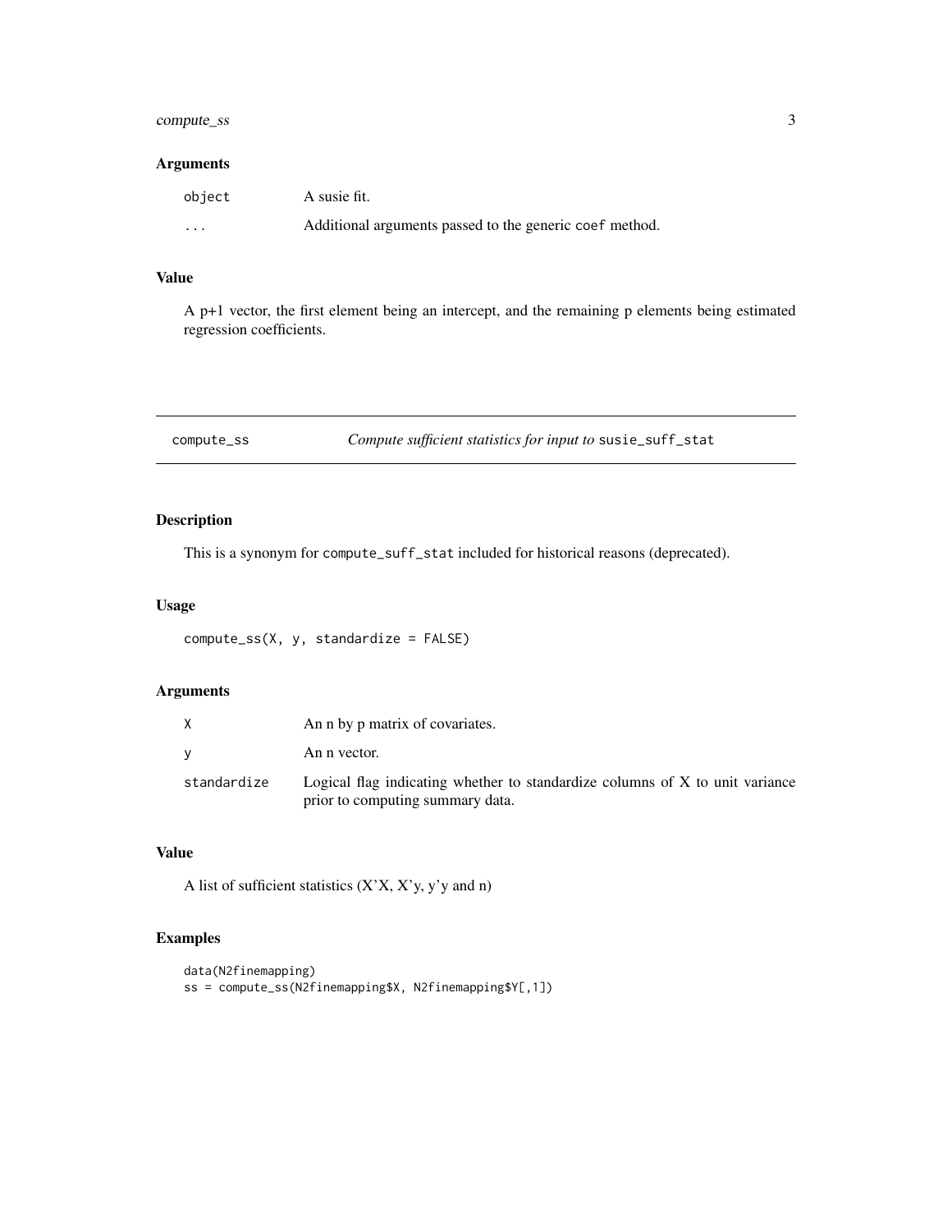## Arguments

| | |
|---|---|
| `object` | A susie fit. |
| `...` | Additional arguments passed to the generic `coef` method. |

## Value

A p+1 vector, the first element being an intercept, and the remaining p elements being estimated regression coefficients.

---

# compute_ss — *Compute sufficient statistics for input to* `susie_suff_stat`

## Description

This is a synonym for `compute_suff_stat` included for historical reasons (deprecated).

## Usage

```
compute_ss(X, y, standardize = FALSE)
```

## Arguments

| | |
|---|---|
| `X` | An n by p matrix of covariates. |
| `y` | An n vector. |
| `standardize` | Logical flag indicating whether to standardize columns of X to unit variance prior to computing summary data. |

## Value

A list of sufficient statistics (X'X, X'y, y'y and n)

## Examples

```
data(N2finemapping)
ss = compute_ss(N2finemapping$X, N2finemapping$Y[,1])
```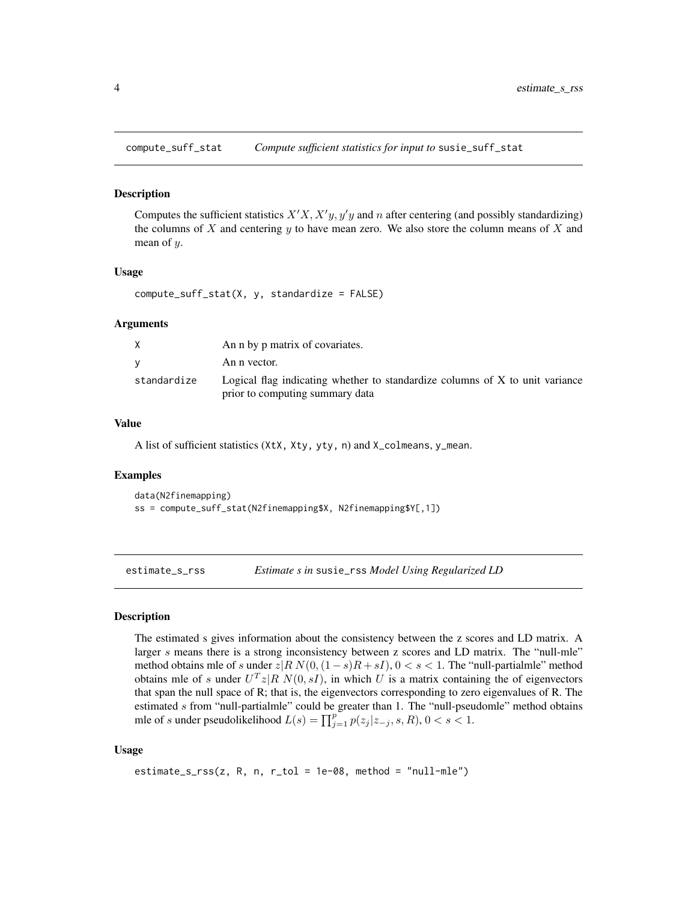## compute_suff_stat — *Compute sufficient statistics for input to* `susie_suff_stat`

### Description

Computes the sufficient statistics $X'X, X'y, y'y$ and $n$ after centering (and possibly standardizing) the columns of $X$ and centering $y$ to have mean zero. We also store the column means of $X$ and mean of $y$.

### Usage

```
compute_suff_stat(X, y, standardize = FALSE)
```

### Arguments

| | |
|---|---|
| X | An n by p matrix of covariates. |
| y | An n vector. |
| standardize | Logical flag indicating whether to standardize columns of X to unit variance prior to computing summary data |

### Value

A list of sufficient statistics (`XtX, Xty, yty, n`) and `X_colmeans, y_mean`.

### Examples

```
data(N2finemapping)
ss = compute_suff_stat(N2finemapping$X, N2finemapping$Y[,1])
```

## estimate_s_rss — *Estimate s in* `susie_rss` *Model Using Regularized LD*

### Description

The estimated s gives information about the consistency between the z scores and LD matrix. A larger $s$ means there is a strong inconsistency between z scores and LD matrix. The "null-mle" method obtains mle of $s$ under $z|R\ N(0,(1-s)R+sI), 0<s<1$. The "null-partialmle" method obtains mle of $s$ under $U^T z|R\ N(0,sI)$, in which $U$ is a matrix containing the of eigenvectors that span the null space of R; that is, the eigenvectors corresponding to zero eigenvalues of R. The estimated $s$ from "null-partialmle" could be greater than 1. The "null-pseudomle" method obtains mle of $s$ under pseudolikelihood $L(s)=\prod_{j=1}^{p} p(z_j|z_{-j},s,R), 0<s<1$.

### Usage

```
estimate_s_rss(z, R, n, r_tol = 1e-08, method = "null-mle")
```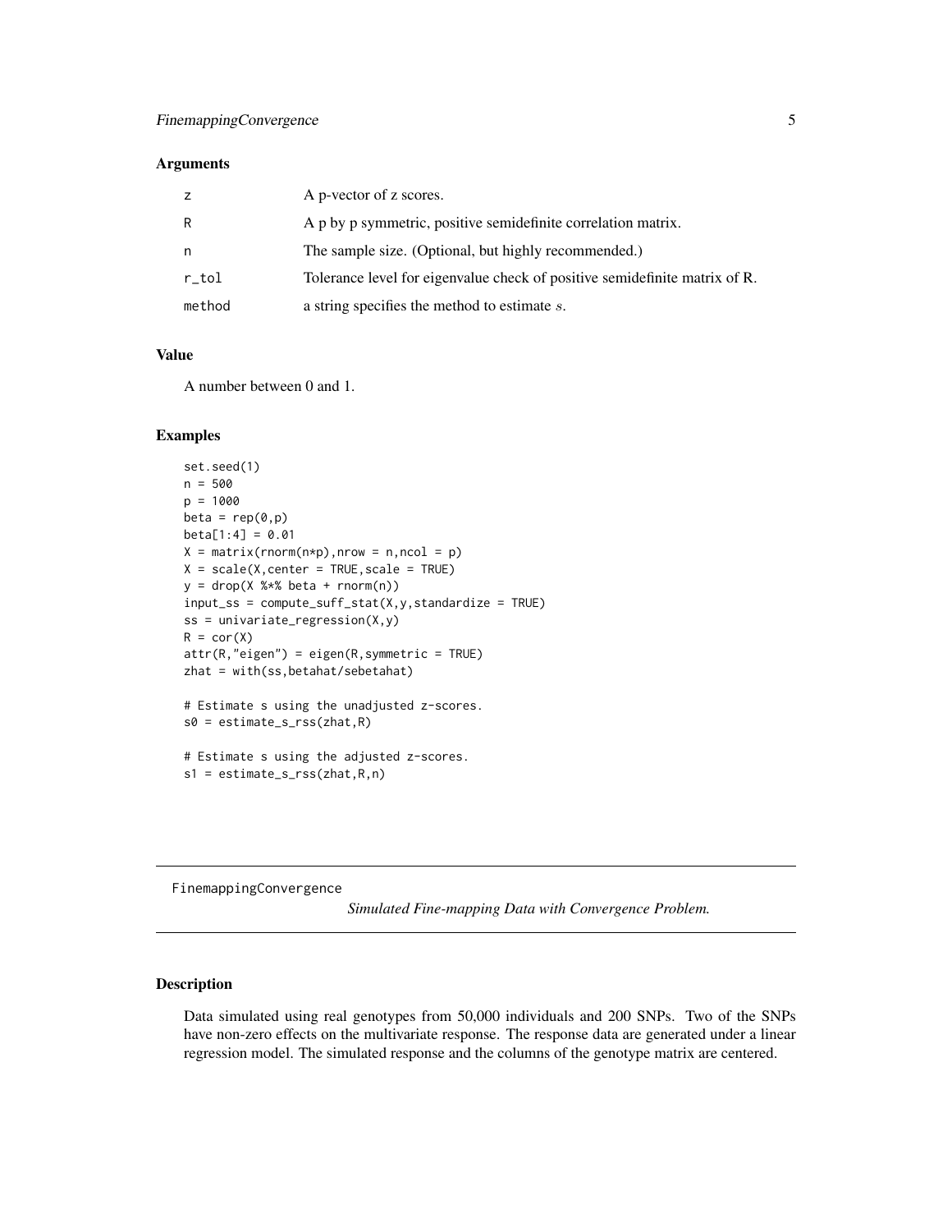### Arguments

| | |
|---|---|
| z | A p-vector of z scores. |
| R | A p by p symmetric, positive semidefinite correlation matrix. |
| n | The sample size. (Optional, but highly recommended.) |
| r_tol | Tolerance level for eigenvalue check of positive semidefinite matrix of R. |
| method | a string specifies the method to estimate $s$. |

### Value

A number between 0 and 1.

### Examples

```
set.seed(1)
n = 500
p = 1000
beta = rep(0,p)
beta[1:4] = 0.01
X = matrix(rnorm(n*p),nrow = n,ncol = p)
X = scale(X,center = TRUE,scale = TRUE)
y = drop(X %*% beta + rnorm(n))
input_ss = compute_suff_stat(X,y,standardize = TRUE)
ss = univariate_regression(X,y)
R = cor(X)
attr(R,"eigen") = eigen(R,symmetric = TRUE)
zhat = with(ss,betahat/sebetahat)

# Estimate s using the unadjusted z-scores.
s0 = estimate_s_rss(zhat,R)

# Estimate s using the adjusted z-scores.
s1 = estimate_s_rss(zhat,R,n)
```

---

## FinemappingConvergence

*Simulated Fine-mapping Data with Convergence Problem.*

---

### Description

Data simulated using real genotypes from 50,000 individuals and 200 SNPs. Two of the SNPs have non-zero effects on the multivariate response. The response data are generated under a linear regression model. The simulated response and the columns of the genotype matrix are centered.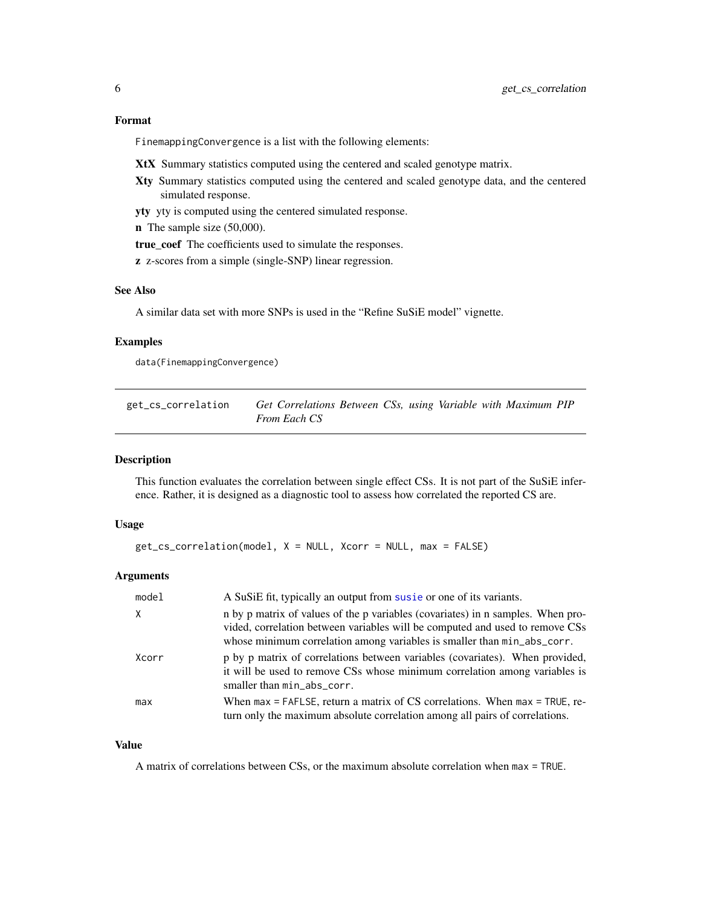### Format

`FinemappingConvergence` is a list with the following elements:

**XtX** Summary statistics computed using the centered and scaled genotype matrix.

**Xty** Summary statistics computed using the centered and scaled genotype data, and the centered simulated response.

**yty** yty is computed using the centered simulated response.

**n** The sample size (50,000).

**true_coef** The coefficients used to simulate the responses.

**z** z-scores from a simple (single-SNP) linear regression.

### See Also

A similar data set with more SNPs is used in the “Refine SuSiE model” vignette.

### Examples

```
data(FinemappingConvergence)
```

---

## get_cs_correlation — *Get Correlations Between CSs, using Variable with Maximum PIP From Each CS*

---

### Description

This function evaluates the correlation between single effect CSs. It is not part of the SuSiE inference. Rather, it is designed as a diagnostic tool to assess how correlated the reported CS are.

### Usage

```
get_cs_correlation(model, X = NULL, Xcorr = NULL, max = FALSE)
```

### Arguments

| | |
|---|---|
| `model` | A SuSiE fit, typically an output from `susie` or one of its variants. |
| `X` | n by p matrix of values of the p variables (covariates) in n samples. When provided, correlation between variables will be computed and used to remove CSs whose minimum correlation among variables is smaller than `min_abs_corr`. |
| `Xcorr` | p by p matrix of correlations between variables (covariates). When provided, it will be used to remove CSs whose minimum correlation among variables is smaller than `min_abs_corr`. |
| `max` | When `max = FAFLSE`, return a matrix of CS correlations. When `max = TRUE`, return only the maximum absolute correlation among all pairs of correlations. |

### Value

A matrix of correlations between CSs, or the maximum absolute correlation when `max = TRUE`.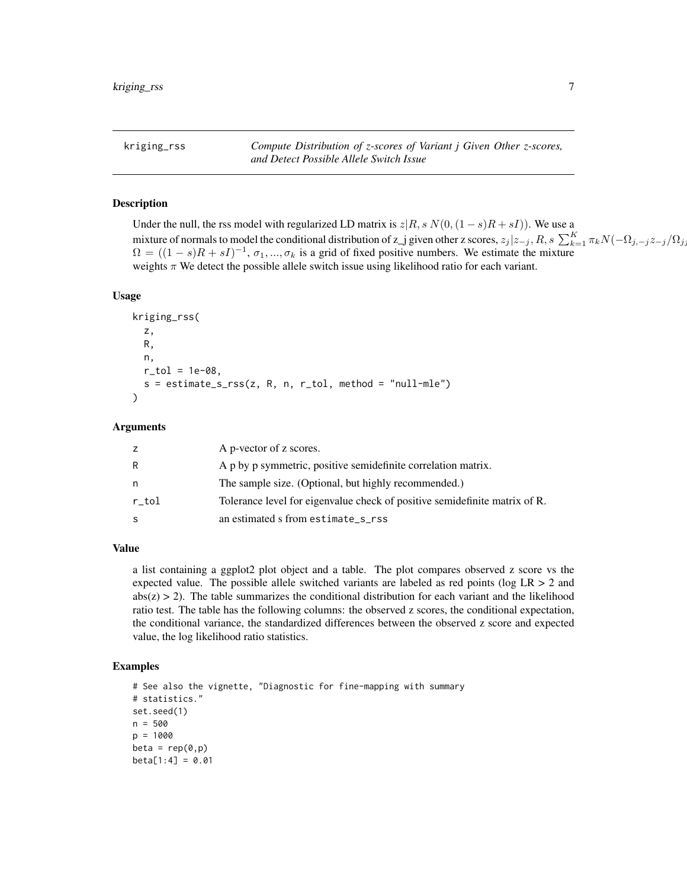## kriging_rss

*Compute Distribution of z-scores of Variant j Given Other z-scores, and Detect Possible Allele Switch Issue*

### Description

Under the null, the rss model with regularized LD matrix is $z|R, s\ N(0, (1-s)R + sI))$. We use a mixture of normals to model the conditional distribution of z_j given other z scores, $z_j|z_{-j}, R, s\ \sum_{k=1}^{K} \pi_k N(-\Omega_{j,-j}z_{-j}/\Omega_{jj}$ $\Omega = ((1-s)R + sI)^{-1}$, $\sigma_1, ..., \sigma_k$ is a grid of fixed positive numbers. We estimate the mixture weights $\pi$ We detect the possible allele switch issue using likelihood ratio for each variant.

### Usage

```
kriging_rss(
  z,
  R,
  n,
  r_tol = 1e-08,
  s = estimate_s_rss(z, R, n, r_tol, method = "null-mle")
)
```

### Arguments

| | |
|---|---|
| z | A p-vector of z scores. |
| R | A p by p symmetric, positive semidefinite correlation matrix. |
| n | The sample size. (Optional, but highly recommended.) |
| r_tol | Tolerance level for eigenvalue check of positive semidefinite matrix of R. |
| s | an estimated s from estimate_s_rss |

### Value

a list containing a ggplot2 plot object and a table. The plot compares observed z score vs the expected value. The possible allele switched variants are labeled as red points (log LR > 2 and abs(z) > 2). The table summarizes the conditional distribution for each variant and the likelihood ratio test. The table has the following columns: the observed z scores, the conditional expectation, the conditional variance, the standardized differences between the observed z score and expected value, the log likelihood ratio statistics.

### Examples

```
# See also the vignette, "Diagnostic for fine-mapping with summary
# statistics."
set.seed(1)
n = 500
p = 1000
beta = rep(0,p)
beta[1:4] = 0.01
```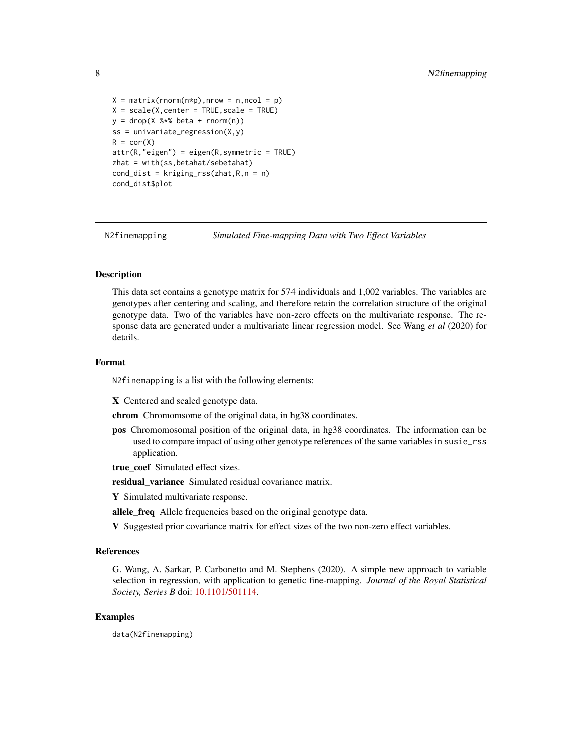```
X = matrix(rnorm(n*p),nrow = n,ncol = p)
X = scale(X,center = TRUE,scale = TRUE)
y = drop(X %*% beta + rnorm(n))
ss = univariate_regression(X,y)
R = cor(X)
attr(R,"eigen") = eigen(R,symmetric = TRUE)
zhat = with(ss,betahat/sebetahat)
cond_dist = kriging_rss(zhat,R,n = n)
cond_dist$plot
```

---

## N2finemapping *Simulated Fine-mapping Data with Two Effect Variables*

---

### Description

This data set contains a genotype matrix for 574 individuals and 1,002 variables. The variables are genotypes after centering and scaling, and therefore retain the correlation structure of the original genotype data. Two of the variables have non-zero effects on the multivariate response. The response data are generated under a multivariate linear regression model. See Wang *et al* (2020) for details.

### Format

N2finemapping is a list with the following elements:

**X** Centered and scaled genotype data.

**chrom** Chromomsome of the original data, in hg38 coordinates.

**pos** Chromomosomal position of the original data, in hg38 coordinates. The information can be used to compare impact of using other genotype references of the same variables in susie_rss application.

**true_coef** Simulated effect sizes.

**residual_variance** Simulated residual covariance matrix.

**Y** Simulated multivariate response.

**allele_freq** Allele frequencies based on the original genotype data.

**V** Suggested prior covariance matrix for effect sizes of the two non-zero effect variables.

### References

G. Wang, A. Sarkar, P. Carbonetto and M. Stephens (2020). A simple new approach to variable selection in regression, with application to genetic fine-mapping. *Journal of the Royal Statistical Society, Series B* doi: 10.1101/501114.

### Examples

```
data(N2finemapping)
```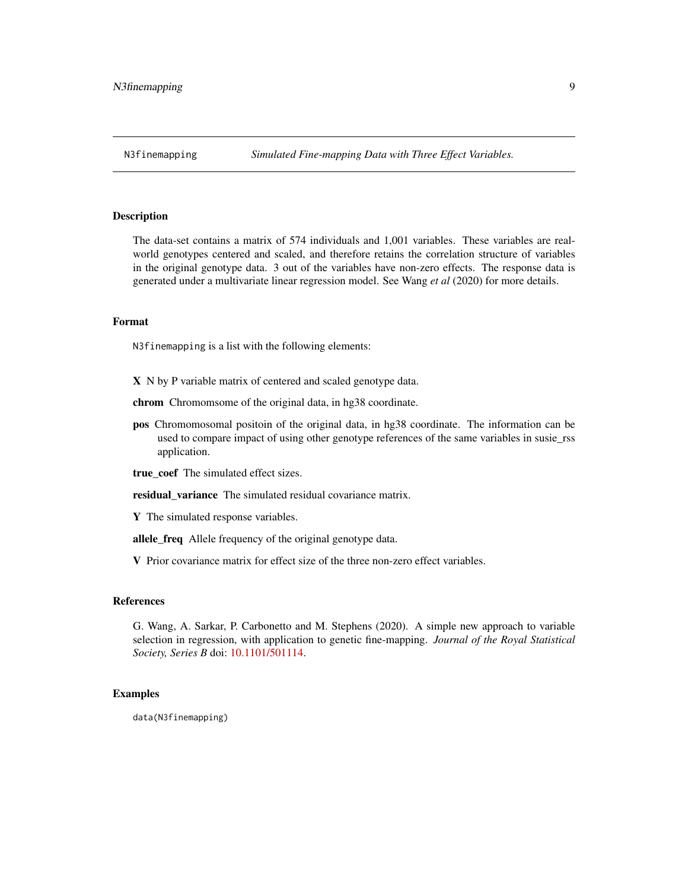N3finemapping *Simulated Fine-mapping Data with Three Effect Variables.*

## Description

The data-set contains a matrix of 574 individuals and 1,001 variables. These variables are real-world genotypes centered and scaled, and therefore retains the correlation structure of variables in the original genotype data. 3 out of the variables have non-zero effects. The response data is generated under a multivariate linear regression model. See Wang *et al* (2020) for more details.

## Format

N3finemapping is a list with the following elements:

**X** N by P variable matrix of centered and scaled genotype data.

**chrom** Chromomsome of the original data, in hg38 coordinate.

**pos** Chromomosomal positoin of the original data, in hg38 coordinate. The information can be used to compare impact of using other genotype references of the same variables in susie_rss application.

**true_coef** The simulated effect sizes.

**residual_variance** The simulated residual covariance matrix.

**Y** The simulated response variables.

**allele_freq** Allele frequency of the original genotype data.

**V** Prior covariance matrix for effect size of the three non-zero effect variables.

## References

G. Wang, A. Sarkar, P. Carbonetto and M. Stephens (2020). A simple new approach to variable selection in regression, with application to genetic fine-mapping. *Journal of the Royal Statistical Society, Series B* doi: 10.1101/501114.

## Examples

```
data(N3finemapping)
```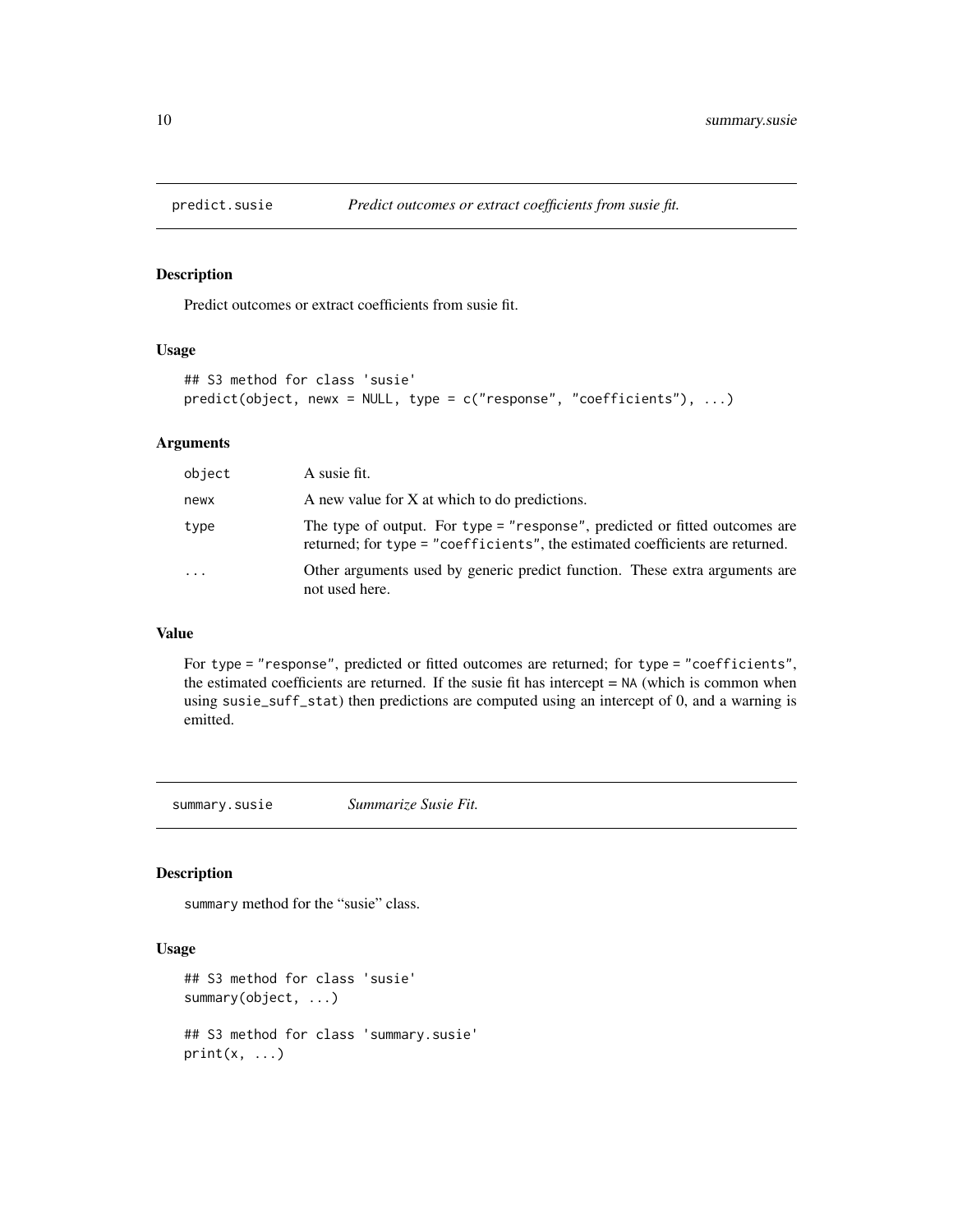## predict.susie — *Predict outcomes or extract coefficients from susie fit.*

### Description

Predict outcomes or extract coefficients from susie fit.

### Usage

```
## S3 method for class 'susie'
predict(object, newx = NULL, type = c("response", "coefficients"), ...)
```

### Arguments

| | |
|---|---|
| `object` | A susie fit. |
| `newx` | A new value for X at which to do predictions. |
| `type` | The type of output. For `type = "response"`, predicted or fitted outcomes are returned; for `type = "coefficients"`, the estimated coefficients are returned. |
| `...` | Other arguments used by generic predict function. These extra arguments are not used here. |

### Value

For `type = "response"`, predicted or fitted outcomes are returned; for `type = "coefficients"`, the estimated coefficients are returned. If the susie fit has intercept = `NA` (which is common when using `susie_suff_stat`) then predictions are computed using an intercept of 0, and a warning is emitted.

## summary.susie — *Summarize Susie Fit.*

### Description

`summary` method for the "susie" class.

### Usage

```
## S3 method for class 'susie'
summary(object, ...)

## S3 method for class 'summary.susie'
print(x, ...)
```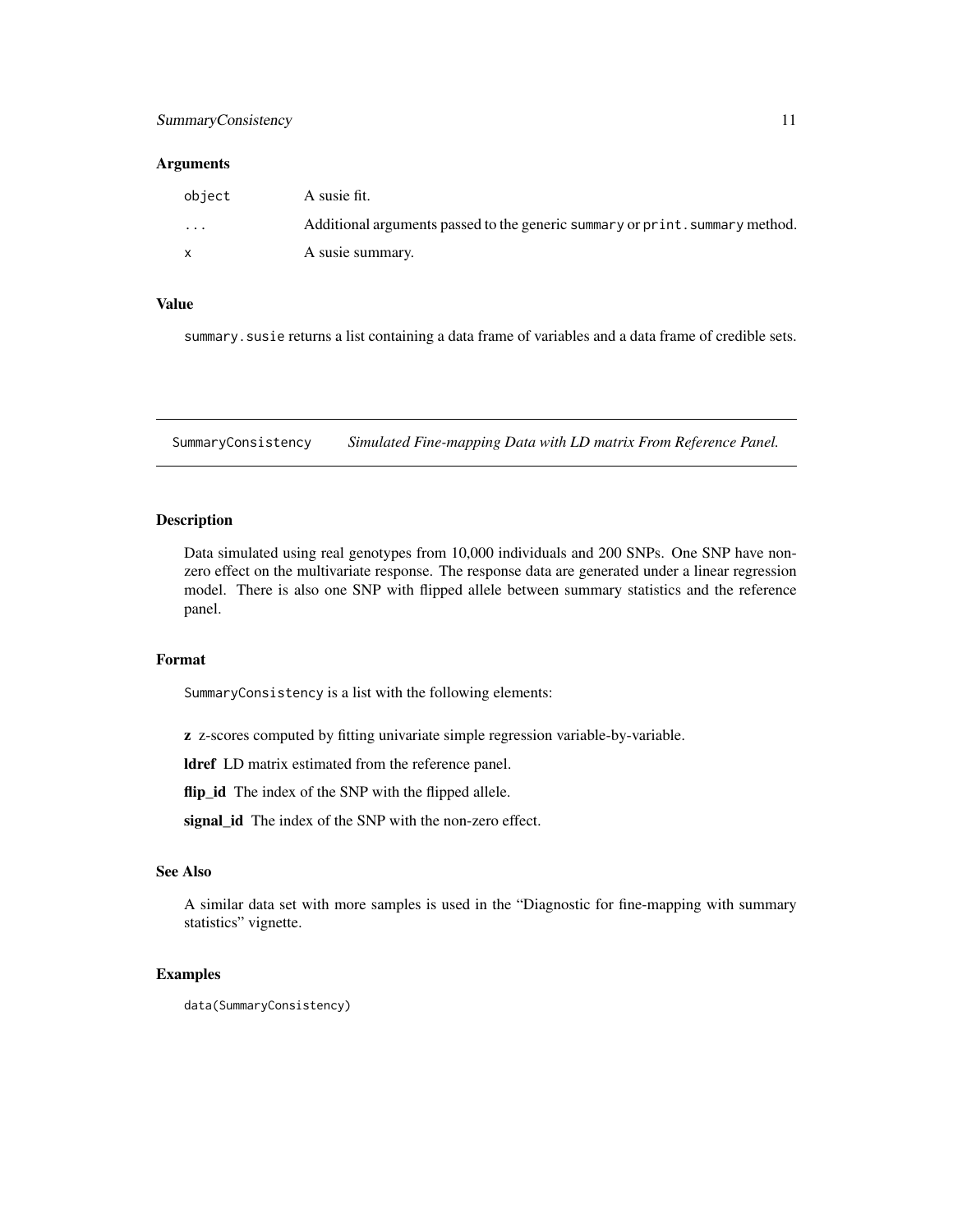### Arguments

| | |
|---|---|
| `object` | A susie fit. |
| `...` | Additional arguments passed to the generic `summary` or `print.summary` method. |
| `x` | A susie summary. |

### Value

`summary.susie` returns a list containing a data frame of variables and a data frame of credible sets.

---

## SummaryConsistency — *Simulated Fine-mapping Data with LD matrix From Reference Panel.*

---

### Description

Data simulated using real genotypes from 10,000 individuals and 200 SNPs. One SNP have non-zero effect on the multivariate response. The response data are generated under a linear regression model. There is also one SNP with flipped allele between summary statistics and the reference panel.

### Format

`SummaryConsistency` is a list with the following elements:

**z** z-scores computed by fitting univariate simple regression variable-by-variable.

**ldref** LD matrix estimated from the reference panel.

**flip_id** The index of the SNP with the flipped allele.

**signal_id** The index of the SNP with the non-zero effect.

### See Also

A similar data set with more samples is used in the "Diagnostic for fine-mapping with summary statistics" vignette.

### Examples

```
data(SummaryConsistency)
```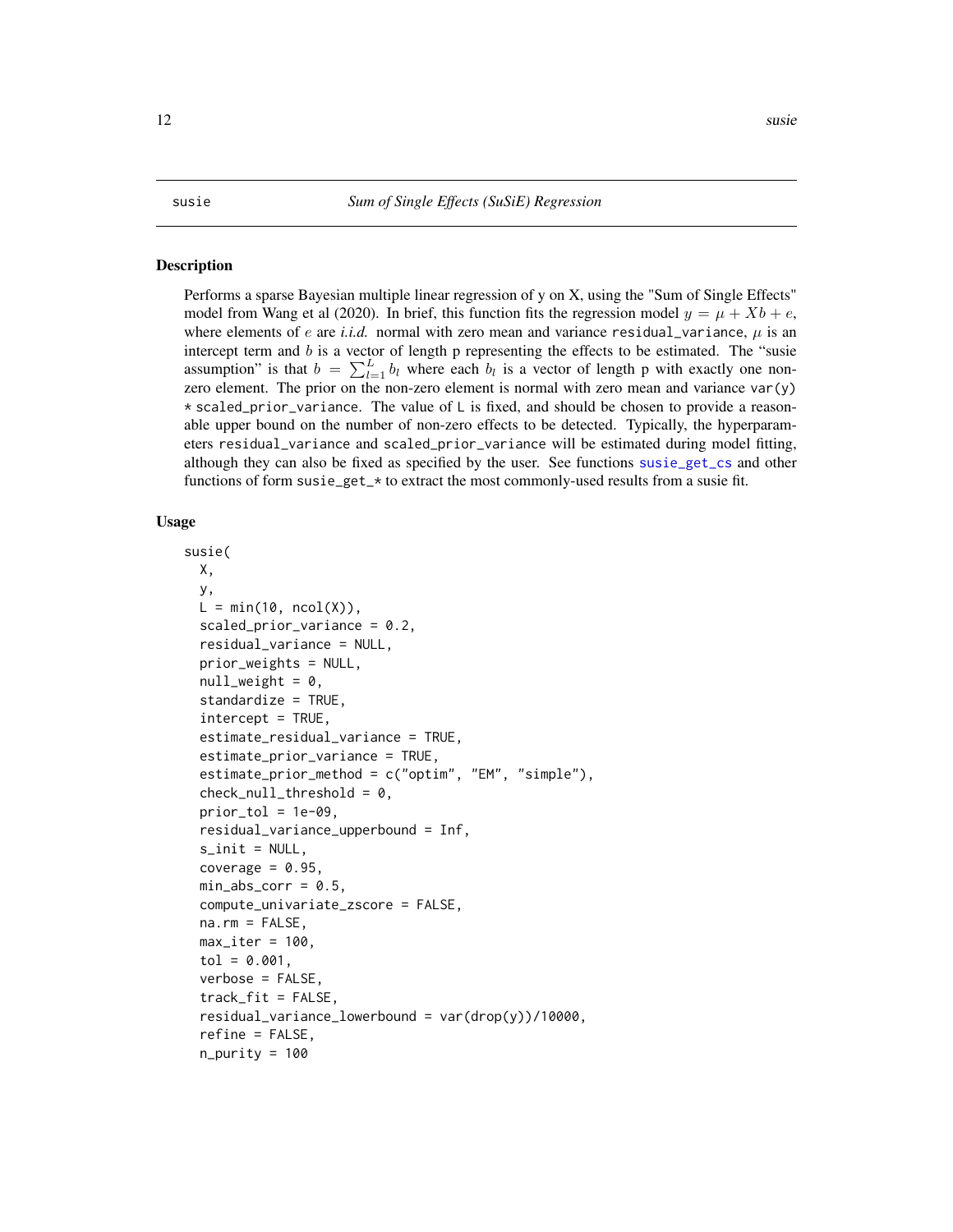# susie — Sum of Single Effects (SuSiE) Regression

## Description

Performs a sparse Bayesian multiple linear regression of y on X, using the "Sum of Single Effects" model from Wang et al (2020). In brief, this function fits the regression model $y = \mu + Xb + e$, where elements of $e$ are *i.i.d.* normal with zero mean and variance `residual_variance`, $\mu$ is an intercept term and $b$ is a vector of length p representing the effects to be estimated. The "susie assumption" is that $b = \sum_{l=1}^{L} b_l$ where each $b_l$ is a vector of length p with exactly one non-zero element. The prior on the non-zero element is normal with zero mean and variance `var(y) * scaled_prior_variance`. The value of `L` is fixed, and should be chosen to provide a reasonable upper bound on the number of non-zero effects to be detected. Typically, the hyperparameters `residual_variance` and `scaled_prior_variance` will be estimated during model fitting, although they can also be fixed as specified by the user. See functions `susie_get_cs` and other functions of form `susie_get_*` to extract the most commonly-used results from a susie fit.

## Usage

```
susie(
  X,
  y,
  L = min(10, ncol(X)),
  scaled_prior_variance = 0.2,
  residual_variance = NULL,
  prior_weights = NULL,
  null_weight = 0,
  standardize = TRUE,
  intercept = TRUE,
  estimate_residual_variance = TRUE,
  estimate_prior_variance = TRUE,
  estimate_prior_method = c("optim", "EM", "simple"),
  check_null_threshold = 0,
  prior_tol = 1e-09,
  residual_variance_upperbound = Inf,
  s_init = NULL,
  coverage = 0.95,
  min_abs_corr = 0.5,
  compute_univariate_zscore = FALSE,
  na.rm = FALSE,
  max_iter = 100,
  tol = 0.001,
  verbose = FALSE,
  track_fit = FALSE,
  residual_variance_lowerbound = var(drop(y))/10000,
  refine = FALSE,
  n_purity = 100
```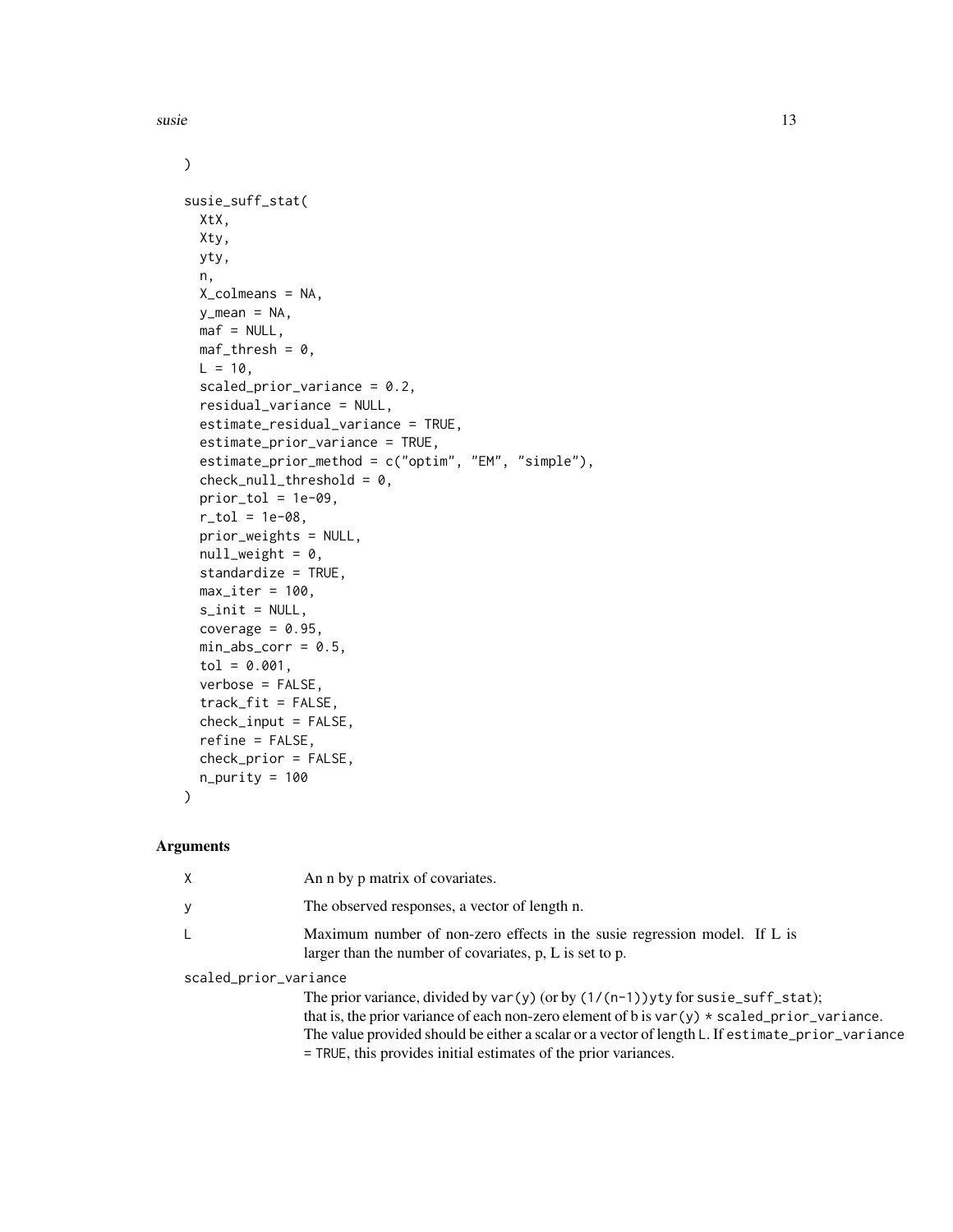```
)

susie_suff_stat(
  XtX,
  Xty,
  yty,
  n,
  X_colmeans = NA,
  y_mean = NA,
  maf = NULL,
  maf_thresh = 0,
  L = 10,
  scaled_prior_variance = 0.2,
  residual_variance = NULL,
  estimate_residual_variance = TRUE,
  estimate_prior_variance = TRUE,
  estimate_prior_method = c("optim", "EM", "simple"),
  check_null_threshold = 0,
  prior_tol = 1e-09,
  r_tol = 1e-08,
  prior_weights = NULL,
  null_weight = 0,
  standardize = TRUE,
  max_iter = 100,
  s_init = NULL,
  coverage = 0.95,
  min_abs_corr = 0.5,
  tol = 0.001,
  verbose = FALSE,
  track_fit = FALSE,
  check_input = FALSE,
  refine = FALSE,
  check_prior = FALSE,
  n_purity = 100
)
```

## Arguments

| | |
|---|---|
| X | An n by p matrix of covariates. |
| y | The observed responses, a vector of length n. |
| L | Maximum number of non-zero effects in the susie regression model. If L is larger than the number of covariates, p, L is set to p. |
| scaled_prior_variance | The prior variance, divided by `var(y)` (or by `(1/(n-1))yty` for `susie_suff_stat`); that is, the prior variance of each non-zero element of b is `var(y) * scaled_prior_variance`. The value provided should be either a scalar or a vector of length `L`. If `estimate_prior_variance = TRUE`, this provides initial estimates of the prior variances. |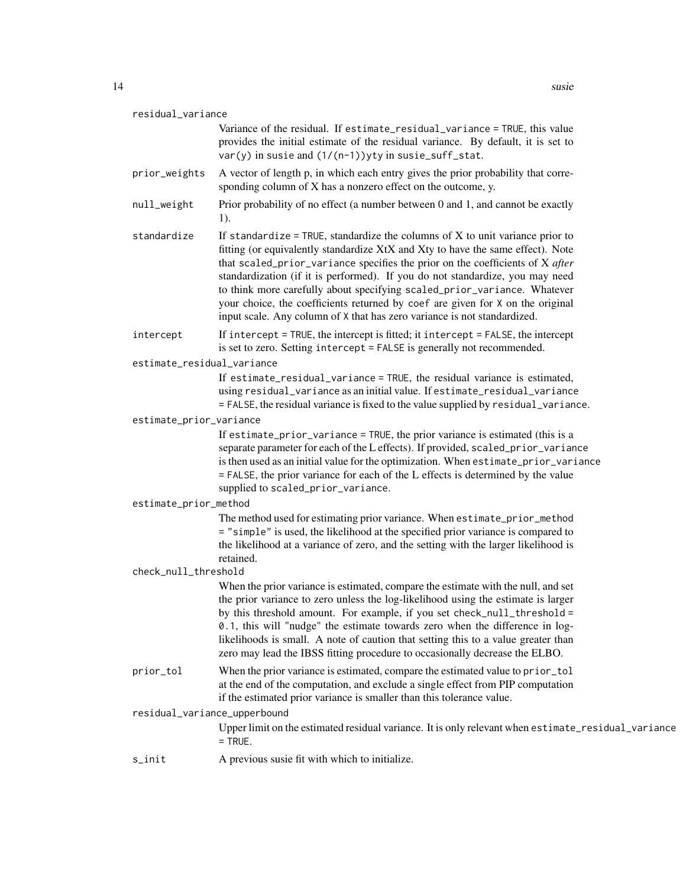residual_variance
: Variance of the residual. If `estimate_residual_variance = TRUE`, this value provides the initial estimate of the residual variance. By default, it is set to `var(y)` in susie and `(1/(n-1))yty` in `susie_suff_stat`.

prior_weights
: A vector of length p, in which each entry gives the prior probability that corresponding column of X has a nonzero effect on the outcome, y.

null_weight
: Prior probability of no effect (a number between 0 and 1, and cannot be exactly 1).

standardize
: If `standardize = TRUE`, standardize the columns of X to unit variance prior to fitting (or equivalently standardize XtX and Xty to have the same effect). Note that `scaled_prior_variance` specifies the prior on the coefficients of X *after* standardization (if it is performed). If you do not standardize, you may need to think more carefully about specifying `scaled_prior_variance`. Whatever your choice, the coefficients returned by `coef` are given for `X` on the original input scale. Any column of `X` that has zero variance is not standardized.

intercept
: If `intercept = TRUE`, the intercept is fitted; it `intercept = FALSE`, the intercept is set to zero. Setting `intercept = FALSE` is generally not recommended.

estimate_residual_variance
: If `estimate_residual_variance = TRUE`, the residual variance is estimated, using `residual_variance` as an initial value. If `estimate_residual_variance = FALSE`, the residual variance is fixed to the value supplied by `residual_variance`.

estimate_prior_variance
: If `estimate_prior_variance = TRUE`, the prior variance is estimated (this is a separate parameter for each of the L effects). If provided, `scaled_prior_variance` is then used as an initial value for the optimization. When `estimate_prior_variance = FALSE`, the prior variance for each of the L effects is determined by the value supplied to `scaled_prior_variance`.

estimate_prior_method
: The method used for estimating prior variance. When `estimate_prior_method = "simple"` is used, the likelihood at the specified prior variance is compared to the likelihood at a variance of zero, and the setting with the larger likelihood is retained.

check_null_threshold
: When the prior variance is estimated, compare the estimate with the null, and set the prior variance to zero unless the log-likelihood using the estimate is larger by this threshold amount. For example, if you set `check_null_threshold = 0.1`, this will "nudge" the estimate towards zero when the difference in log-likelihoods is small. A note of caution that setting this to a value greater than zero may lead the IBSS fitting procedure to occasionally decrease the ELBO.

prior_tol
: When the prior variance is estimated, compare the estimated value to `prior_tol` at the end of the computation, and exclude a single effect from PIP computation if the estimated prior variance is smaller than this tolerance value.

residual_variance_upperbound
: Upper limit on the estimated residual variance. It is only relevant when `estimate_residual_variance = TRUE`.

s_init
: A previous susie fit with which to initialize.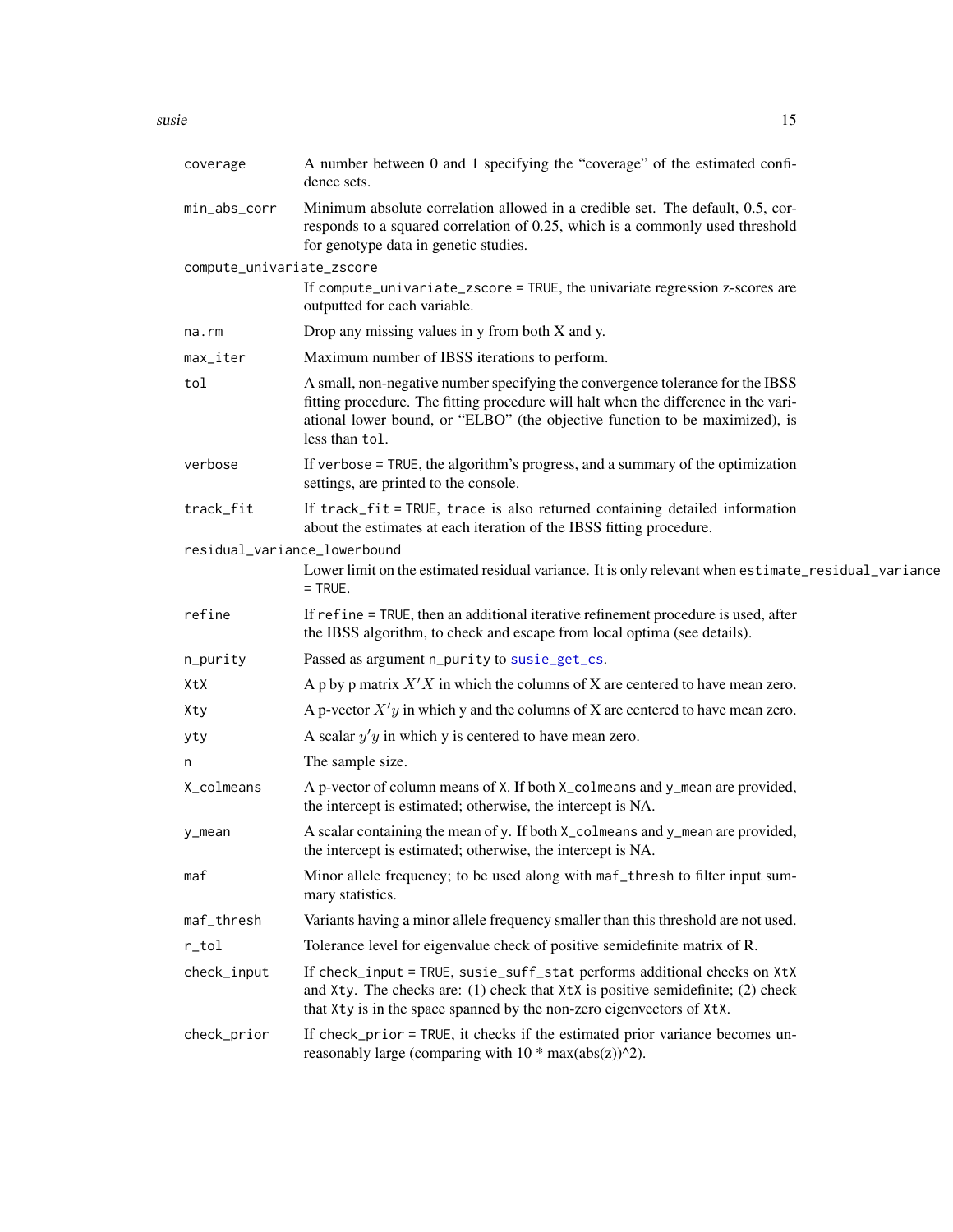| | |
|---|---|
| coverage | A number between 0 and 1 specifying the "coverage" of the estimated confidence sets. |
| min_abs_corr | Minimum absolute correlation allowed in a credible set. The default, 0.5, corresponds to a squared correlation of 0.25, which is a commonly used threshold for genotype data in genetic studies. |
| compute_univariate_zscore | If compute_univariate_zscore = TRUE, the univariate regression z-scores are outputted for each variable. |
| na.rm | Drop any missing values in y from both X and y. |
| max_iter | Maximum number of IBSS iterations to perform. |
| tol | A small, non-negative number specifying the convergence tolerance for the IBSS fitting procedure. The fitting procedure will halt when the difference in the variational lower bound, or "ELBO" (the objective function to be maximized), is less than tol. |
| verbose | If verbose = TRUE, the algorithm's progress, and a summary of the optimization settings, are printed to the console. |
| track_fit | If track_fit = TRUE, trace is also returned containing detailed information about the estimates at each iteration of the IBSS fitting procedure. |
| residual_variance_lowerbound | Lower limit on the estimated residual variance. It is only relevant when estimate_residual_variance = TRUE. |
| refine | If refine = TRUE, then an additional iterative refinement procedure is used, after the IBSS algorithm, to check and escape from local optima (see details). |
| n_purity | Passed as argument n_purity to susie_get_cs. |
| XtX | A p by p matrix $X'X$ in which the columns of X are centered to have mean zero. |
| Xty | A p-vector $X'y$ in which y and the columns of X are centered to have mean zero. |
| yty | A scalar $y'y$ in which y is centered to have mean zero. |
| n | The sample size. |
| X_colmeans | A p-vector of column means of X. If both X_colmeans and y_mean are provided, the intercept is estimated; otherwise, the intercept is NA. |
| y_mean | A scalar containing the mean of y. If both X_colmeans and y_mean are provided, the intercept is estimated; otherwise, the intercept is NA. |
| maf | Minor allele frequency; to be used along with maf_thresh to filter input summary statistics. |
| maf_thresh | Variants having a minor allele frequency smaller than this threshold are not used. |
| r_tol | Tolerance level for eigenvalue check of positive semidefinite matrix of R. |
| check_input | If check_input = TRUE, susie_suff_stat performs additional checks on XtX and Xty. The checks are: (1) check that XtX is positive semidefinite; (2) check that Xty is in the space spanned by the non-zero eigenvectors of XtX. |
| check_prior | If check_prior = TRUE, it checks if the estimated prior variance becomes unreasonably large (comparing with 10 * max(abs(z))^2). |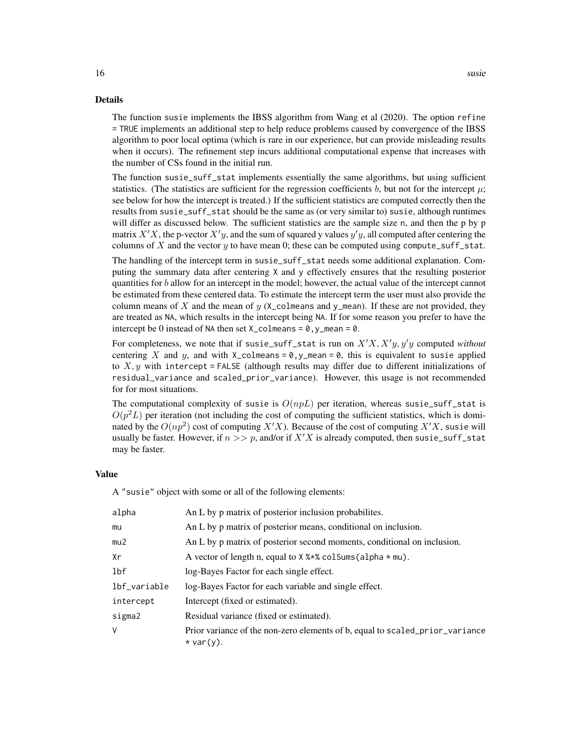## Details

The function susie implements the IBSS algorithm from Wang et al (2020). The option refine = TRUE implements an additional step to help reduce problems caused by convergence of the IBSS algorithm to poor local optima (which is rare in our experience, but can provide misleading results when it occurs). The refinement step incurs additional computational expense that increases with the number of CSs found in the initial run.

The function susie_suff_stat implements essentially the same algorithms, but using sufficient statistics. (The statistics are sufficient for the regression coefficients $b$, but not for the intercept $\mu$; see below for how the intercept is treated.) If the sufficient statistics are computed correctly then the results from susie_suff_stat should be the same as (or very similar to) susie, although runtimes will differ as discussed below. The sufficient statistics are the sample size n, and then the p by p matrix $X'X$, the p-vector $X'y$, and the sum of squared y values $y'y$, all computed after centering the columns of $X$ and the vector $y$ to have mean 0; these can be computed using compute_suff_stat.

The handling of the intercept term in susie_suff_stat needs some additional explanation. Computing the summary data after centering X and y effectively ensures that the resulting posterior quantities for $b$ allow for an intercept in the model; however, the actual value of the intercept cannot be estimated from these centered data. To estimate the intercept term the user must also provide the column means of $X$ and the mean of $y$ (X_colmeans and y_mean). If these are not provided, they are treated as NA, which results in the intercept being NA. If for some reason you prefer to have the intercept be 0 instead of NA then set X_colmeans = 0,y_mean = 0.

For completeness, we note that if susie_suff_stat is run on $X'X, X'y, y'y$ computed *without* centering $X$ and $y$, and with X_colmeans = 0,y_mean = 0, this is equivalent to susie applied to $X, y$ with intercept = FALSE (although results may differ due to different initializations of residual_variance and scaled_prior_variance). However, this usage is not recommended for for most situations.

The computational complexity of susie is $O(npL)$ per iteration, whereas susie_suff_stat is $O(p^2L)$ per iteration (not including the cost of computing the sufficient statistics, which is dominated by the $O(np^2)$ cost of computing $X'X$). Because of the cost of computing $X'X$, susie will usually be faster. However, if $n >> p$, and/or if $X'X$ is already computed, then susie_suff_stat may be faster.

## Value

A "susie" object with some or all of the following elements:

| | |
|---|---|
| alpha | An L by p matrix of posterior inclusion probabilites. |
| mu | An L by p matrix of posterior means, conditional on inclusion. |
| mu2 | An L by p matrix of posterior second moments, conditional on inclusion. |
| Xr | A vector of length n, equal to X %*% colSums(alpha * mu). |
| lbf | log-Bayes Factor for each single effect. |
| lbf_variable | log-Bayes Factor for each variable and single effect. |
| intercept | Intercept (fixed or estimated). |
| sigma2 | Residual variance (fixed or estimated). |
| V | Prior variance of the non-zero elements of b, equal to scaled_prior_variance * var(y). |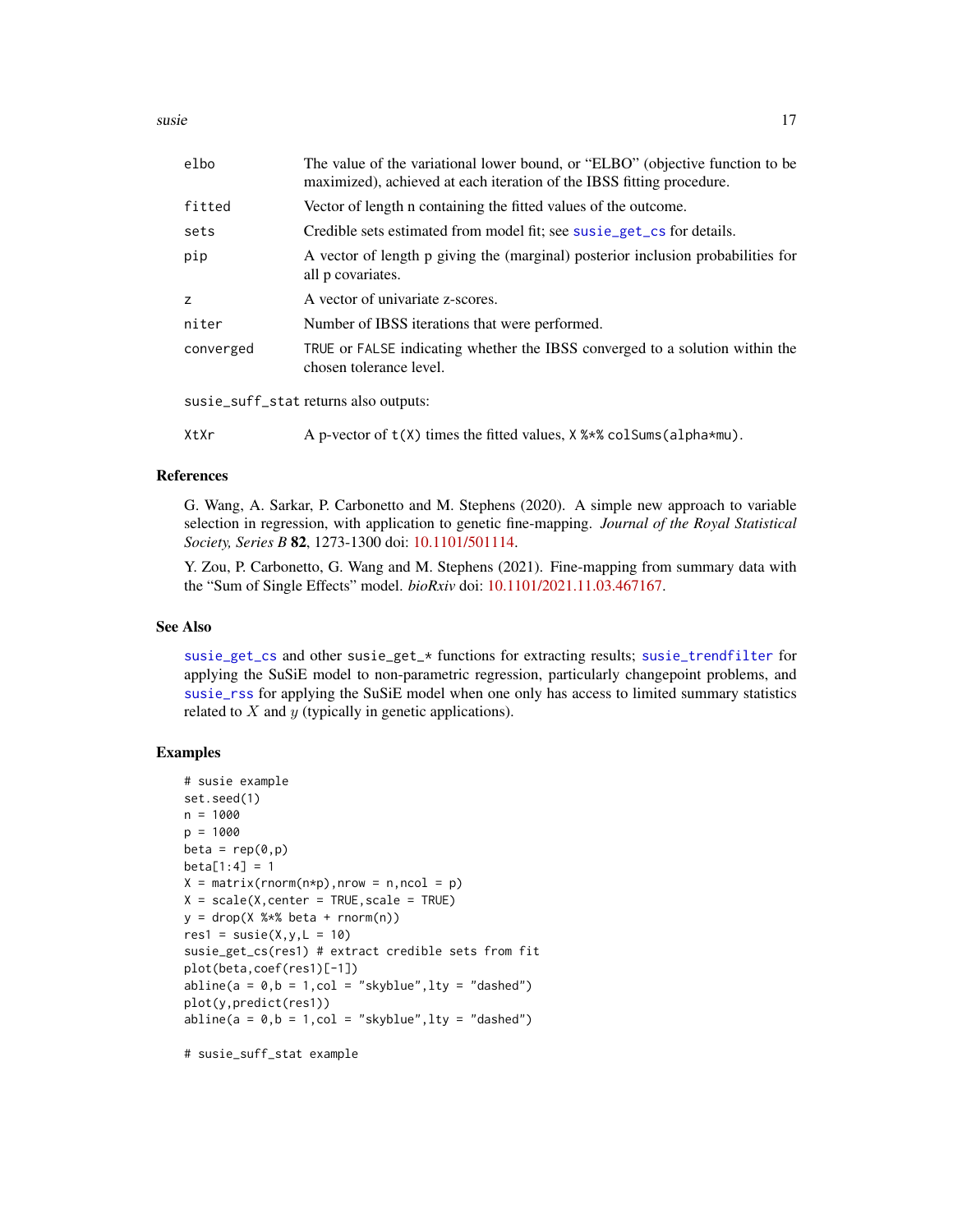| | |
|---|---|
| elbo | The value of the variational lower bound, or "ELBO" (objective function to be maximized), achieved at each iteration of the IBSS fitting procedure. |
| fitted | Vector of length n containing the fitted values of the outcome. |
| sets | Credible sets estimated from model fit; see susie_get_cs for details. |
| pip | A vector of length p giving the (marginal) posterior inclusion probabilities for all p covariates. |
| z | A vector of univariate z-scores. |
| niter | Number of IBSS iterations that were performed. |
| converged | TRUE or FALSE indicating whether the IBSS converged to a solution within the chosen tolerance level. |

susie_suff_stat returns also outputs:

| | |
|---|---|
| XtXr | A p-vector of t(X) times the fitted values, X %*% colSums(alpha*mu). |

## References

G. Wang, A. Sarkar, P. Carbonetto and M. Stephens (2020). A simple new approach to variable selection in regression, with application to genetic fine-mapping. *Journal of the Royal Statistical Society, Series B* **82**, 1273-1300 doi: 10.1101/501114.

Y. Zou, P. Carbonetto, G. Wang and M. Stephens (2021). Fine-mapping from summary data with the "Sum of Single Effects" model. *bioRxiv* doi: 10.1101/2021.11.03.467167.

## See Also

susie_get_cs and other susie_get_* functions for extracting results; susie_trendfilter for applying the SuSiE model to non-parametric regression, particularly changepoint problems, and susie_rss for applying the SuSiE model when one only has access to limited summary statistics related to $X$ and $y$ (typically in genetic applications).

## Examples

```
# susie example
set.seed(1)
n = 1000
p = 1000
beta = rep(0,p)
beta[1:4] = 1
X = matrix(rnorm(n*p),nrow = n,ncol = p)
X = scale(X,center = TRUE,scale = TRUE)
y = drop(X %*% beta + rnorm(n))
res1 = susie(X,y,L = 10)
susie_get_cs(res1) # extract credible sets from fit
plot(beta,coef(res1)[-1])
abline(a = 0,b = 1,col = "skyblue",lty = "dashed")
plot(y,predict(res1))
abline(a = 0,b = 1,col = "skyblue",lty = "dashed")

# susie_suff_stat example
```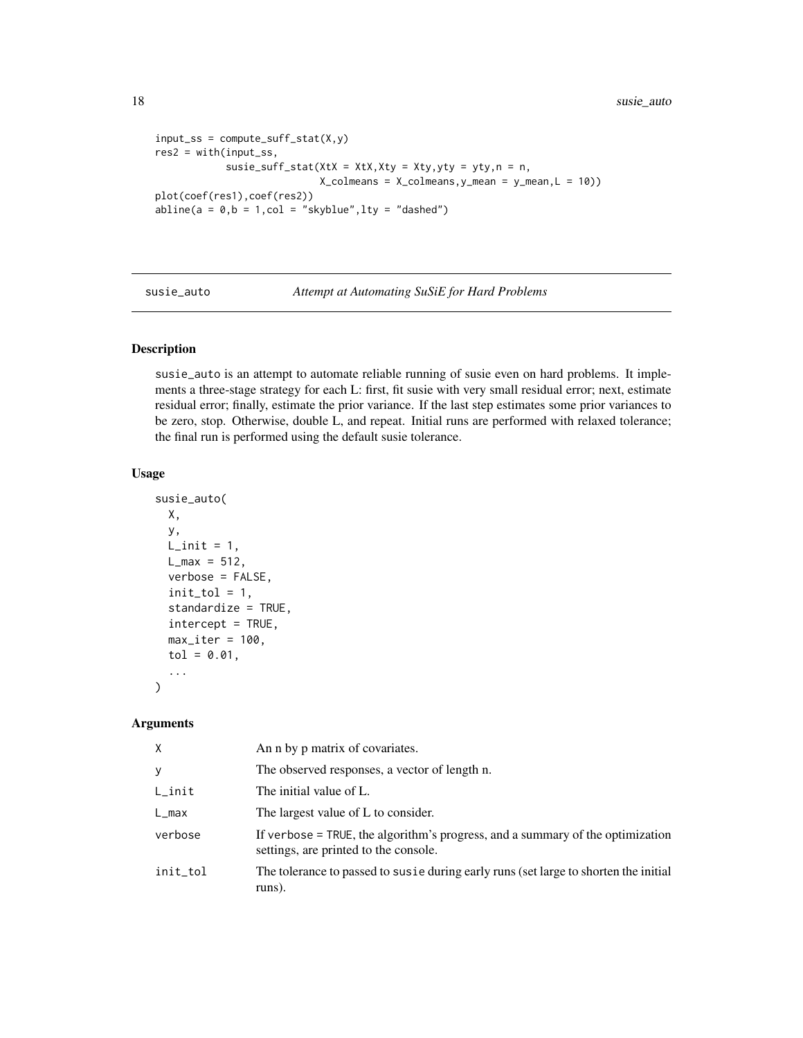```
input_ss = compute_suff_stat(X,y)
res2 = with(input_ss,
            susie_suff_stat(XtX = XtX,Xty = Xty,yty = yty,n = n,
                           X_colmeans = X_colmeans,y_mean = y_mean,L = 10))
plot(coef(res1),coef(res2))
abline(a = 0,b = 1,col = "skyblue",lty = "dashed")
```

---

## susie_auto — *Attempt at Automating SuSiE for Hard Problems*

### Description

susie_auto is an attempt to automate reliable running of susie even on hard problems. It implements a three-stage strategy for each L: first, fit susie with very small residual error; next, estimate residual error; finally, estimate the prior variance. If the last step estimates some prior variances to be zero, stop. Otherwise, double L, and repeat. Initial runs are performed with relaxed tolerance; the final run is performed using the default susie tolerance.

### Usage

```
susie_auto(
  X,
  y,
  L_init = 1,
  L_max = 512,
  verbose = FALSE,
  init_tol = 1,
  standardize = TRUE,
  intercept = TRUE,
  max_iter = 100,
  tol = 0.01,
  ...
)
```

### Arguments

| | |
|---|---|
| X | An n by p matrix of covariates. |
| y | The observed responses, a vector of length n. |
| L_init | The initial value of L. |
| L_max | The largest value of L to consider. |
| verbose | If verbose = TRUE, the algorithm's progress, and a summary of the optimization settings, are printed to the console. |
| init_tol | The tolerance to passed to susie during early runs (set large to shorten the initial runs). |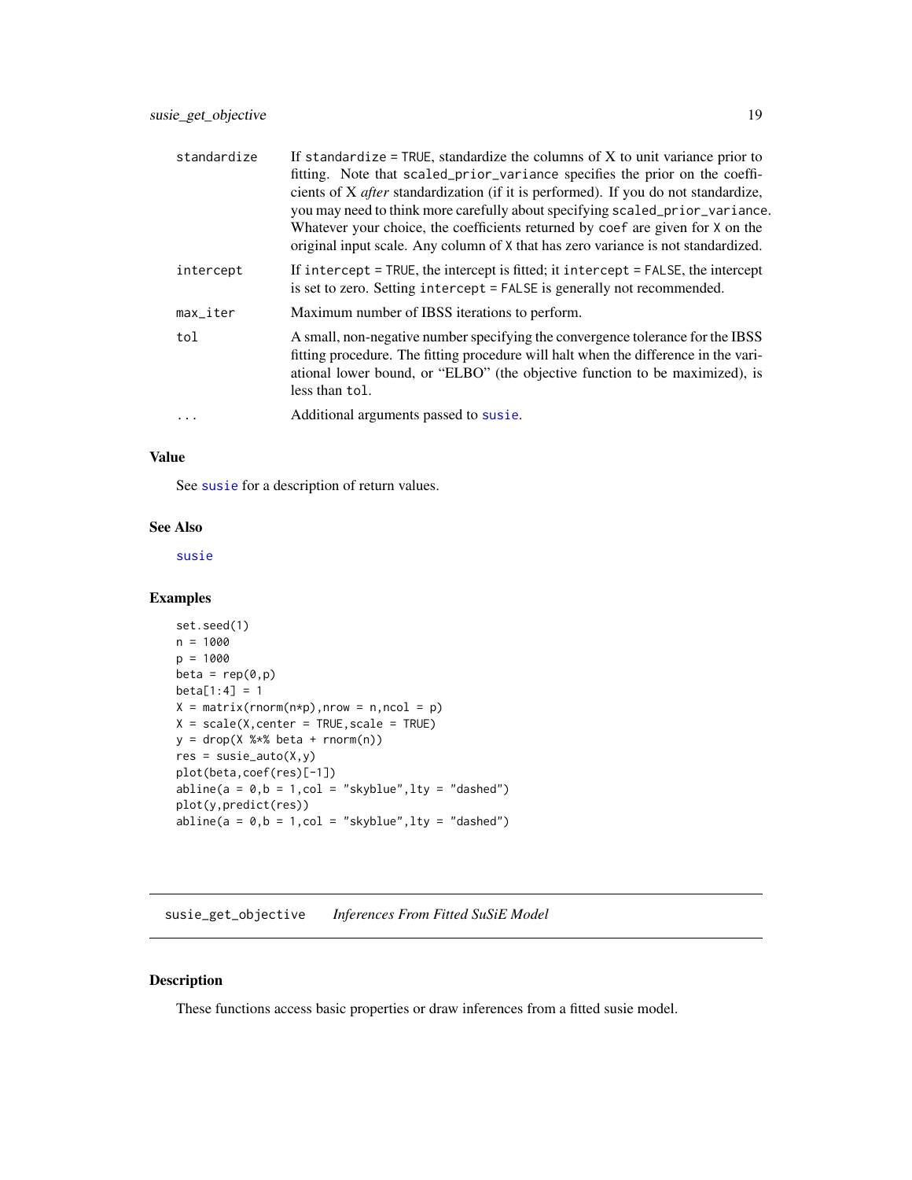| | |
|---|---|
| standardize | If `standardize = TRUE`, standardize the columns of X to unit variance prior to fitting. Note that `scaled_prior_variance` specifies the prior on the coefficients of X *after* standardization (if it is performed). If you do not standardize, you may need to think more carefully about specifying `scaled_prior_variance`. Whatever your choice, the coefficients returned by `coef` are given for `X` on the original input scale. Any column of `X` that has zero variance is not standardized. |
| intercept | If `intercept = TRUE`, the intercept is fitted; it `intercept = FALSE`, the intercept is set to zero. Setting `intercept = FALSE` is generally not recommended. |
| max_iter | Maximum number of IBSS iterations to perform. |
| tol | A small, non-negative number specifying the convergence tolerance for the IBSS fitting procedure. The fitting procedure will halt when the difference in the variational lower bound, or "ELBO" (the objective function to be maximized), is less than `tol`. |
| ... | Additional arguments passed to `susie`. |

### Value

See `susie` for a description of return values.

### See Also

`susie`

### Examples

```
set.seed(1)
n = 1000
p = 1000
beta = rep(0,p)
beta[1:4] = 1
X = matrix(rnorm(n*p),nrow = n,ncol = p)
X = scale(X,center = TRUE,scale = TRUE)
y = drop(X %*% beta + rnorm(n))
res = susie_auto(X,y)
plot(beta,coef(res)[-1])
abline(a = 0,b = 1,col = "skyblue",lty = "dashed")
plot(y,predict(res))
abline(a = 0,b = 1,col = "skyblue",lty = "dashed")
```

---

## susie_get_objective *Inferences From Fitted SuSiE Model*

### Description

These functions access basic properties or draw inferences from a fitted susie model.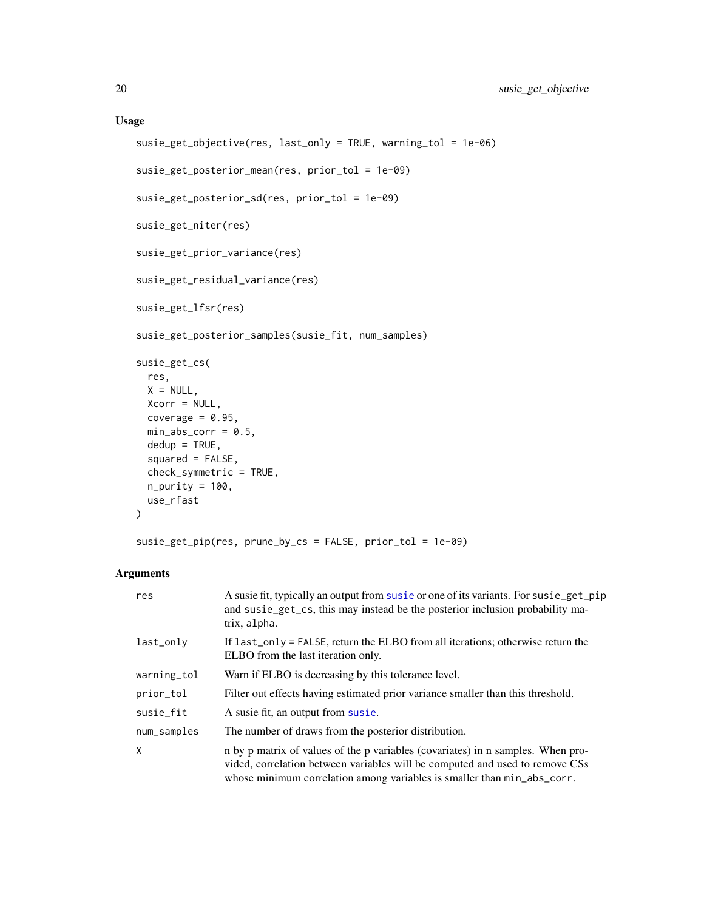## Usage

```
susie_get_objective(res, last_only = TRUE, warning_tol = 1e-06)

susie_get_posterior_mean(res, prior_tol = 1e-09)

susie_get_posterior_sd(res, prior_tol = 1e-09)

susie_get_niter(res)

susie_get_prior_variance(res)

susie_get_residual_variance(res)

susie_get_lfsr(res)

susie_get_posterior_samples(susie_fit, num_samples)

susie_get_cs(
  res,
  X = NULL,
  Xcorr = NULL,
  coverage = 0.95,
  min_abs_corr = 0.5,
  dedup = TRUE,
  squared = FALSE,
  check_symmetric = TRUE,
  n_purity = 100,
  use_rfast
)

susie_get_pip(res, prune_by_cs = FALSE, prior_tol = 1e-09)
```

## Arguments

| | |
|---|---|
| `res` | A susie fit, typically an output from `susie` or one of its variants. For `susie_get_pip` and `susie_get_cs`, this may instead be the posterior inclusion probability matrix, `alpha`. |
| `last_only` | If `last_only = FALSE`, return the ELBO from all iterations; otherwise return the ELBO from the last iteration only. |
| `warning_tol` | Warn if ELBO is decreasing by this tolerance level. |
| `prior_tol` | Filter out effects having estimated prior variance smaller than this threshold. |
| `susie_fit` | A susie fit, an output from `susie`. |
| `num_samples` | The number of draws from the posterior distribution. |
| `X` | n by p matrix of values of the p variables (covariates) in n samples. When provided, correlation between variables will be computed and used to remove CSs whose minimum correlation among variables is smaller than `min_abs_corr`. |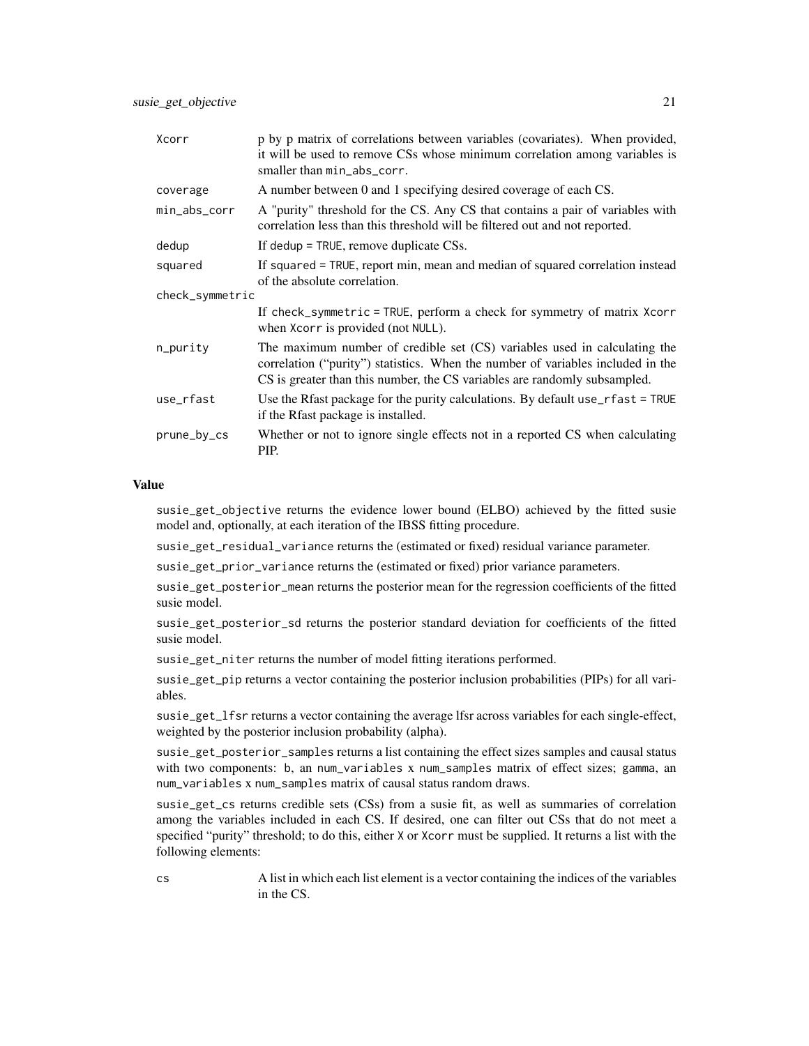| | |
|---|---|
| `Xcorr` | p by p matrix of correlations between variables (covariates). When provided, it will be used to remove CSs whose minimum correlation among variables is smaller than `min_abs_corr`. |
| `coverage` | A number between 0 and 1 specifying desired coverage of each CS. |
| `min_abs_corr` | A "purity" threshold for the CS. Any CS that contains a pair of variables with correlation less than this threshold will be filtered out and not reported. |
| `dedup` | If `dedup = TRUE`, remove duplicate CSs. |
| `squared` | If `squared = TRUE`, report min, mean and median of squared correlation instead of the absolute correlation. |
| `check_symmetric` | If `check_symmetric = TRUE`, perform a check for symmetry of matrix `Xcorr` when `Xcorr` is provided (not `NULL`). |
| `n_purity` | The maximum number of credible set (CS) variables used in calculating the correlation ("purity") statistics. When the number of variables included in the CS is greater than this number, the CS variables are randomly subsampled. |
| `use_rfast` | Use the Rfast package for the purity calculations. By default `use_rfast = TRUE` if the Rfast package is installed. |
| `prune_by_cs` | Whether or not to ignore single effects not in a reported CS when calculating PIP. |

### Value

`susie_get_objective` returns the evidence lower bound (ELBO) achieved by the fitted susie model and, optionally, at each iteration of the IBSS fitting procedure.

`susie_get_residual_variance` returns the (estimated or fixed) residual variance parameter.

`susie_get_prior_variance` returns the (estimated or fixed) prior variance parameters.

`susie_get_posterior_mean` returns the posterior mean for the regression coefficients of the fitted susie model.

`susie_get_posterior_sd` returns the posterior standard deviation for coefficients of the fitted susie model.

`susie_get_niter` returns the number of model fitting iterations performed.

`susie_get_pip` returns a vector containing the posterior inclusion probabilities (PIPs) for all variables.

`susie_get_lfsr` returns a vector containing the average lfsr across variables for each single-effect, weighted by the posterior inclusion probability (alpha).

`susie_get_posterior_samples` returns a list containing the effect sizes samples and causal status with two components: `b`, an `num_variables` x `num_samples` matrix of effect sizes; `gamma`, an `num_variables` x `num_samples` matrix of causal status random draws.

`susie_get_cs` returns credible sets (CSs) from a susie fit, as well as summaries of correlation among the variables included in each CS. If desired, one can filter out CSs that do not meet a specified "purity" threshold; to do this, either `X` or `Xcorr` must be supplied. It returns a list with the following elements:

| | |
|---|---|
| `cs` | A list in which each list element is a vector containing the indices of the variables in the CS. |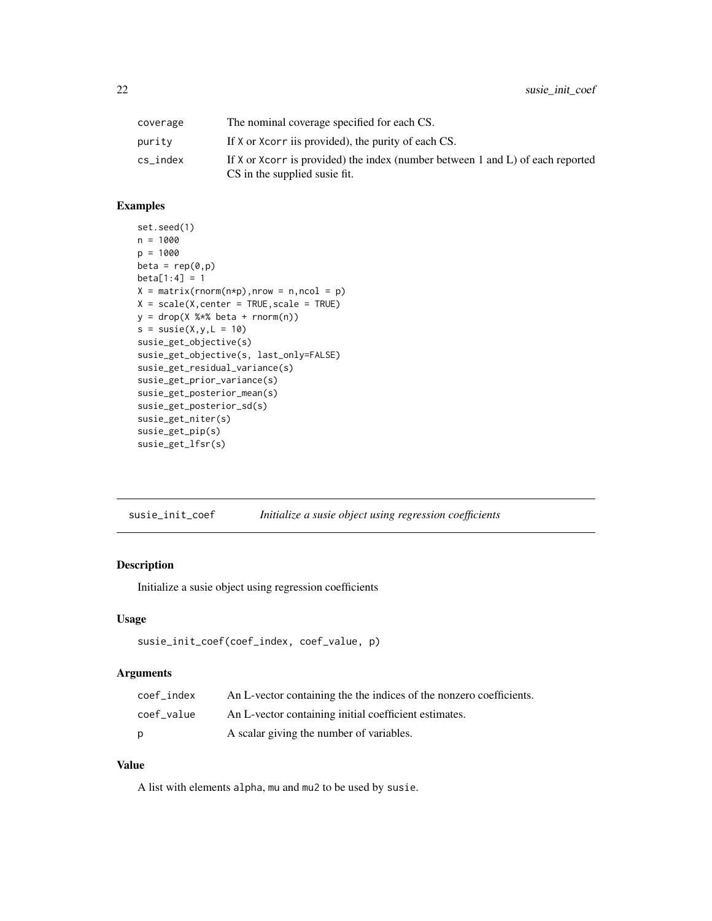| | |
|---|---|
| coverage | The nominal coverage specified for each CS. |
| purity | If X or Xcorr iis provided), the purity of each CS. |
| cs_index | If X or Xcorr is provided) the index (number between 1 and L) of each reported CS in the supplied susie fit. |

## Examples

```
set.seed(1)
n = 1000
p = 1000
beta = rep(0,p)
beta[1:4] = 1
X = matrix(rnorm(n*p),nrow = n,ncol = p)
X = scale(X,center = TRUE,scale = TRUE)
y = drop(X %*% beta + rnorm(n))
s = susie(X,y,L = 10)
susie_get_objective(s)
susie_get_objective(s, last_only=FALSE)
susie_get_residual_variance(s)
susie_get_prior_variance(s)
susie_get_posterior_mean(s)
susie_get_posterior_sd(s)
susie_get_niter(s)
susie_get_pip(s)
susie_get_lfsr(s)
```

---

# susie_init_coef — *Initialize a susie object using regression coefficients*

## Description

Initialize a susie object using regression coefficients

## Usage

```
susie_init_coef(coef_index, coef_value, p)
```

## Arguments

| | |
|---|---|
| coef_index | An L-vector containing the the indices of the nonzero coefficients. |
| coef_value | An L-vector containing initial coefficient estimates. |
| p | A scalar giving the number of variables. |

## Value

A list with elements alpha, mu and mu2 to be used by susie.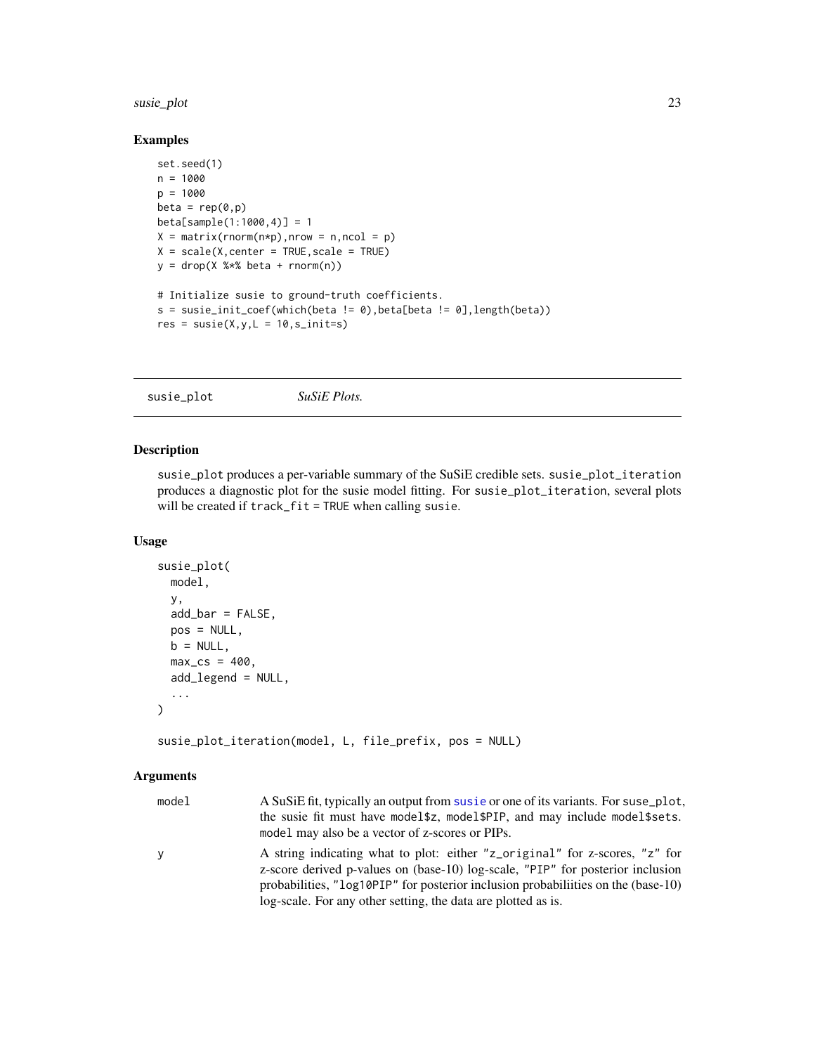### Examples

```
set.seed(1)
n = 1000
p = 1000
beta = rep(0,p)
beta[sample(1:1000,4)] = 1
X = matrix(rnorm(n*p),nrow = n,ncol = p)
X = scale(X,center = TRUE,scale = TRUE)
y = drop(X %*% beta + rnorm(n))

# Initialize susie to ground-truth coefficients.
s = susie_init_coef(which(beta != 0),beta[beta != 0],length(beta))
res = susie(X,y,L = 10,s_init=s)
```

---

## susie_plot *SuSiE Plots.*

---

### Description

susie_plot produces a per-variable summary of the SuSiE credible sets. susie_plot_iteration produces a diagnostic plot for the susie model fitting. For susie_plot_iteration, several plots will be created if track_fit = TRUE when calling susie.

### Usage

```
susie_plot(
  model,
  y,
  add_bar = FALSE,
  pos = NULL,
  b = NULL,
  max_cs = 400,
  add_legend = NULL,
  ...
)

susie_plot_iteration(model, L, file_prefix, pos = NULL)
```

### Arguments

| | |
|---|---|
| model | A SuSiE fit, typically an output from susie or one of its variants. For suse_plot, the susie fit must have model$z, model$PIP, and may include model$sets. model may also be a vector of z-scores or PIPs. |
| y | A string indicating what to plot: either "z_original" for z-scores, "z" for z-score derived p-values on (base-10) log-scale, "PIP" for posterior inclusion probabilities, "log10PIP" for posterior inclusion probabiliities on the (base-10) log-scale. For any other setting, the data are plotted as is. |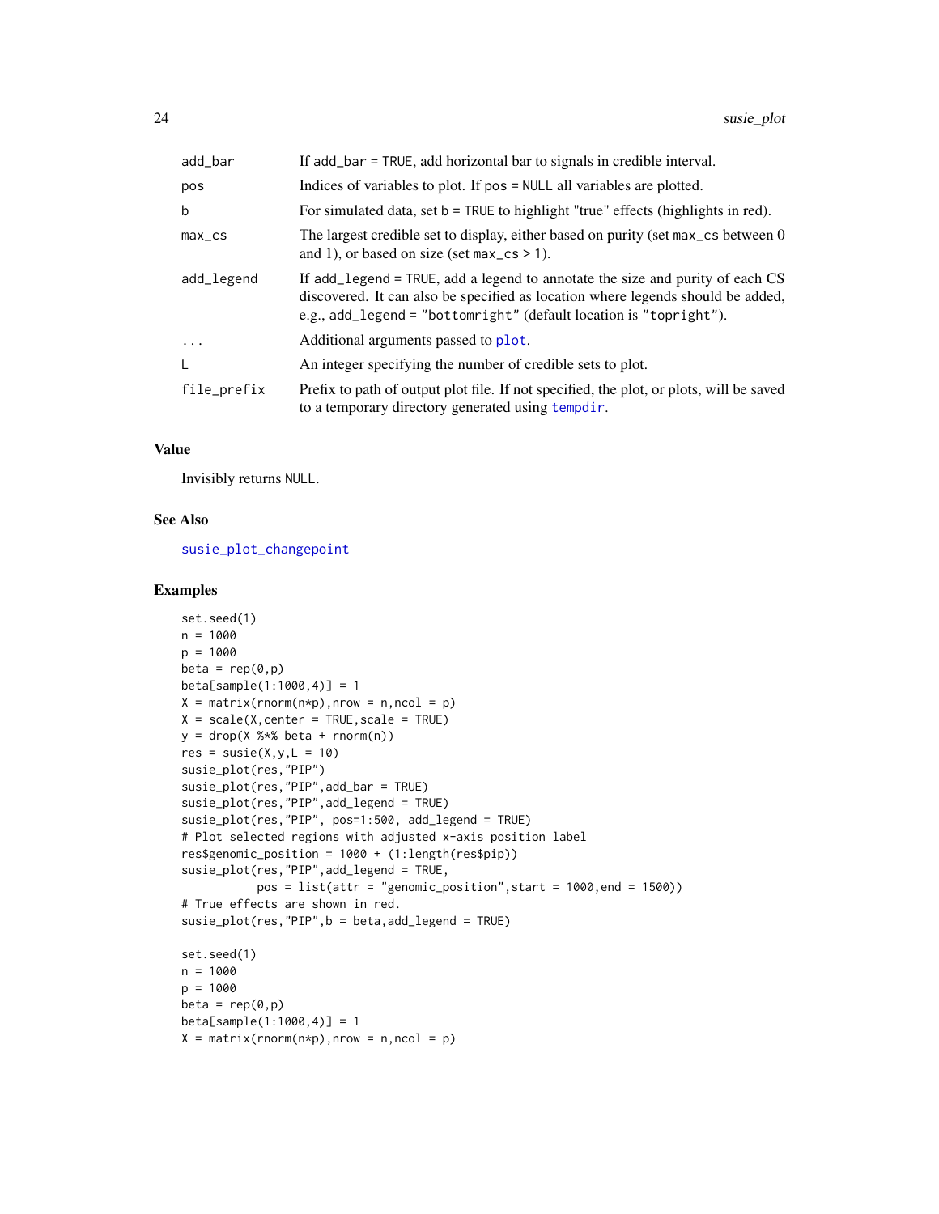| | |
|---|---|
| add_bar | If add_bar = TRUE, add horizontal bar to signals in credible interval. |
| pos | Indices of variables to plot. If pos = NULL all variables are plotted. |
| b | For simulated data, set b = TRUE to highlight "true" effects (highlights in red). |
| max_cs | The largest credible set to display, either based on purity (set max_cs between 0 and 1), or based on size (set max_cs > 1). |
| add_legend | If add_legend = TRUE, add a legend to annotate the size and purity of each CS discovered. It can also be specified as location where legends should be added, e.g., add_legend = "bottomright" (default location is "topright"). |
| ... | Additional arguments passed to plot. |
| L | An integer specifying the number of credible sets to plot. |
| file_prefix | Prefix to path of output plot file. If not specified, the plot, or plots, will be saved to a temporary directory generated using tempdir. |

## Value

Invisibly returns NULL.

## See Also

susie_plot_changepoint

## Examples

```
set.seed(1)
n = 1000
p = 1000
beta = rep(0,p)
beta[sample(1:1000,4)] = 1
X = matrix(rnorm(n*p),nrow = n,ncol = p)
X = scale(X,center = TRUE,scale = TRUE)
y = drop(X %*% beta + rnorm(n))
res = susie(X,y,L = 10)
susie_plot(res,"PIP")
susie_plot(res,"PIP",add_bar = TRUE)
susie_plot(res,"PIP",add_legend = TRUE)
susie_plot(res,"PIP", pos=1:500, add_legend = TRUE)
# Plot selected regions with adjusted x-axis position label
res$genomic_position = 1000 + (1:length(res$pip))
susie_plot(res,"PIP",add_legend = TRUE,
           pos = list(attr = "genomic_position",start = 1000,end = 1500))
# True effects are shown in red.
susie_plot(res,"PIP",b = beta,add_legend = TRUE)

set.seed(1)
n = 1000
p = 1000
beta = rep(0,p)
beta[sample(1:1000,4)] = 1
X = matrix(rnorm(n*p),nrow = n,ncol = p)
```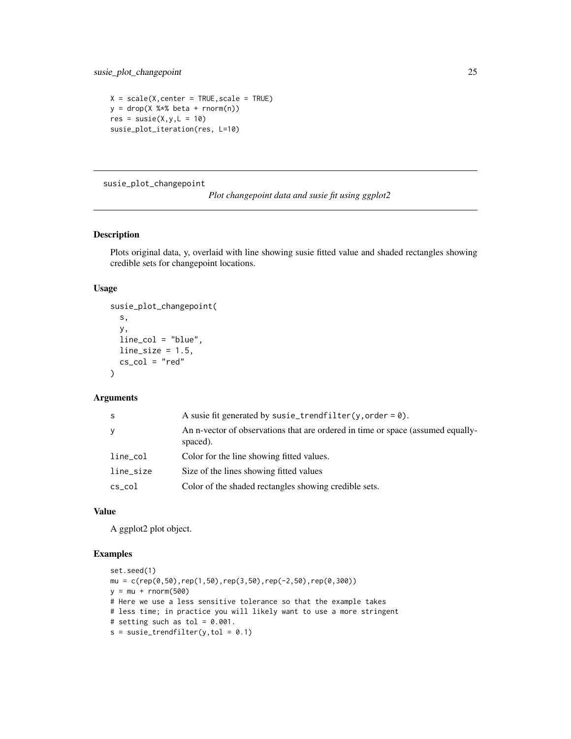```
X = scale(X,center = TRUE,scale = TRUE)
y = drop(X %*% beta + rnorm(n))
res = susie(X,y,L = 10)
susie_plot_iteration(res, L=10)
```

---

## susie_plot_changepoint

*Plot changepoint data and susie fit using ggplot2*

### Description

Plots original data, y, overlaid with line showing susie fitted value and shaded rectangles showing credible sets for changepoint locations.

### Usage

```
susie_plot_changepoint(
  s,
  y,
  line_col = "blue",
  line_size = 1.5,
  cs_col = "red"
)
```

### Arguments

| | |
|---|---|
| s | A susie fit generated by `susie_trendfilter(y,order = 0)`. |
| y | An n-vector of observations that are ordered in time or space (assumed equally-spaced). |
| line_col | Color for the line showing fitted values. |
| line_size | Size of the lines showing fitted values |
| cs_col | Color of the shaded rectangles showing credible sets. |

### Value

A ggplot2 plot object.

### Examples

```
set.seed(1)
mu = c(rep(0,50),rep(1,50),rep(3,50),rep(-2,50),rep(0,300))
y = mu + rnorm(500)
# Here we use a less sensitive tolerance so that the example takes
# less time; in practice you will likely want to use a more stringent
# setting such as tol = 0.001.
s = susie_trendfilter(y,tol = 0.1)
```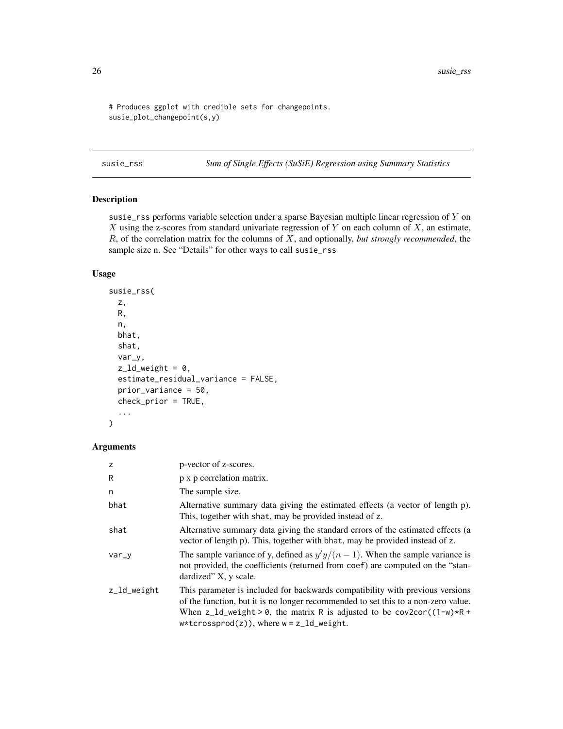```
# Produces ggplot with credible sets for changepoints.
susie_plot_changepoint(s,y)
```

## susie_rss — *Sum of Single Effects (SuSiE) Regression using Summary Statistics*

### Description

susie_rss performs variable selection under a sparse Bayesian multiple linear regression of $Y$ on $X$ using the z-scores from standard univariate regression of $Y$ on each column of $X$, an estimate, $R$, of the correlation matrix for the columns of $X$, and optionally, *but strongly recommended*, the sample size n. See "Details" for other ways to call susie_rss

### Usage

```
susie_rss(
  z,
  R,
  n,
  bhat,
  shat,
  var_y,
  z_ld_weight = 0,
  estimate_residual_variance = FALSE,
  prior_variance = 50,
  check_prior = TRUE,
  ...
)
```

### Arguments

| | |
|---|---|
| z | p-vector of z-scores. |
| R | p x p correlation matrix. |
| n | The sample size. |
| bhat | Alternative summary data giving the estimated effects (a vector of length p). This, together with shat, may be provided instead of z. |
| shat | Alternative summary data giving the standard errors of the estimated effects (a vector of length p). This, together with bhat, may be provided instead of z. |
| var_y | The sample variance of y, defined as $y'y/(n-1)$. When the sample variance is not provided, the coefficients (returned from coef) are computed on the "standardized" X, y scale. |
| z_ld_weight | This parameter is included for backwards compatibility with previous versions of the function, but it is no longer recommended to set this to a non-zero value. When z_ld_weight > 0, the matrix R is adjusted to be cov2cor((1-w)*R + w*tcrossprod(z)), where w = z_ld_weight. |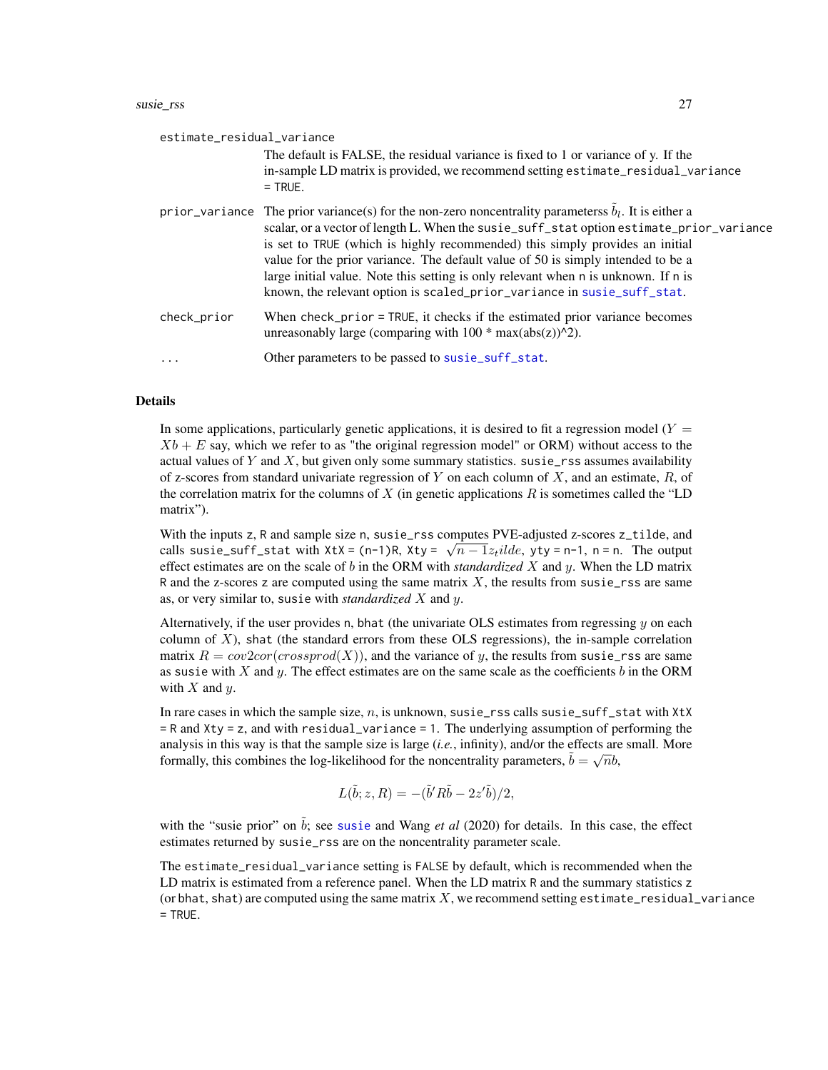estimate_residual_variance

The default is FALSE, the residual variance is fixed to 1 or variance of y. If the in-sample LD matrix is provided, we recommend setting estimate_residual_variance = TRUE.

prior_variance

The prior variance(s) for the non-zero noncentrality parameterss $\tilde{b}_l$. It is either a scalar, or a vector of length L. When the susie_suff_stat option estimate_prior_variance is set to TRUE (which is highly recommended) this simply provides an initial value for the prior variance. The default value of 50 is simply intended to be a large initial value. Note this setting is only relevant when n is unknown. If n is known, the relevant option is scaled_prior_variance in susie_suff_stat.

check_prior

When check_prior = TRUE, it checks if the estimated prior variance becomes unreasonably large (comparing with 100 * max(abs(z))^2).

...

Other parameters to be passed to susie_suff_stat.

## Details

In some applications, particularly genetic applications, it is desired to fit a regression model ($Y = Xb + E$ say, which we refer to as "the original regression model" or ORM) without access to the actual values of $Y$ and $X$, but given only some summary statistics. susie_rss assumes availability of z-scores from standard univariate regression of $Y$ on each column of $X$, and an estimate, $R$, of the correlation matrix for the columns of $X$ (in genetic applications $R$ is sometimes called the "LD matrix").

With the inputs z, R and sample size n, susie_rss computes PVE-adjusted z-scores z_tilde, and calls susie_suff_stat with XtX = (n-1)R, Xty = $\sqrt{n-1} z_tilde$, yty = n-1, n = n. The output effect estimates are on the scale of $b$ in the ORM with *standardized* $X$ and $y$. When the LD matrix R and the z-scores z are computed using the same matrix $X$, the results from susie_rss are same as, or very similar to, susie with *standardized* $X$ and $y$.

Alternatively, if the user provides n, bhat (the univariate OLS estimates from regressing $y$ on each column of $X$), shat (the standard errors from these OLS regressions), the in-sample correlation matrix $R = cov2cor(crossprod(X))$, and the variance of $y$, the results from susie_rss are same as susie with $X$ and $y$. The effect estimates are on the same scale as the coefficients $b$ in the ORM with $X$ and $y$.

In rare cases in which the sample size, $n$, is unknown, susie_rss calls susie_suff_stat with XtX = R and Xty = z, and with residual_variance = 1. The underlying assumption of performing the analysis in this way is that the sample size is large (*i.e.*, infinity), and/or the effects are small. More formally, this combines the log-likelihood for the noncentrality parameters, $\tilde{b} = \sqrt{n} b$,

$$L(\tilde{b}; z, R) = -(\tilde{b}' R \tilde{b} - 2z' \tilde{b})/2,$$

with the "susie prior" on $\tilde{b}$; see susie and Wang *et al* (2020) for details. In this case, the effect estimates returned by susie_rss are on the noncentrality parameter scale.

The estimate_residual_variance setting is FALSE by default, which is recommended when the LD matrix is estimated from a reference panel. When the LD matrix R and the summary statistics z (or bhat, shat) are computed using the same matrix $X$, we recommend setting estimate_residual_variance = TRUE.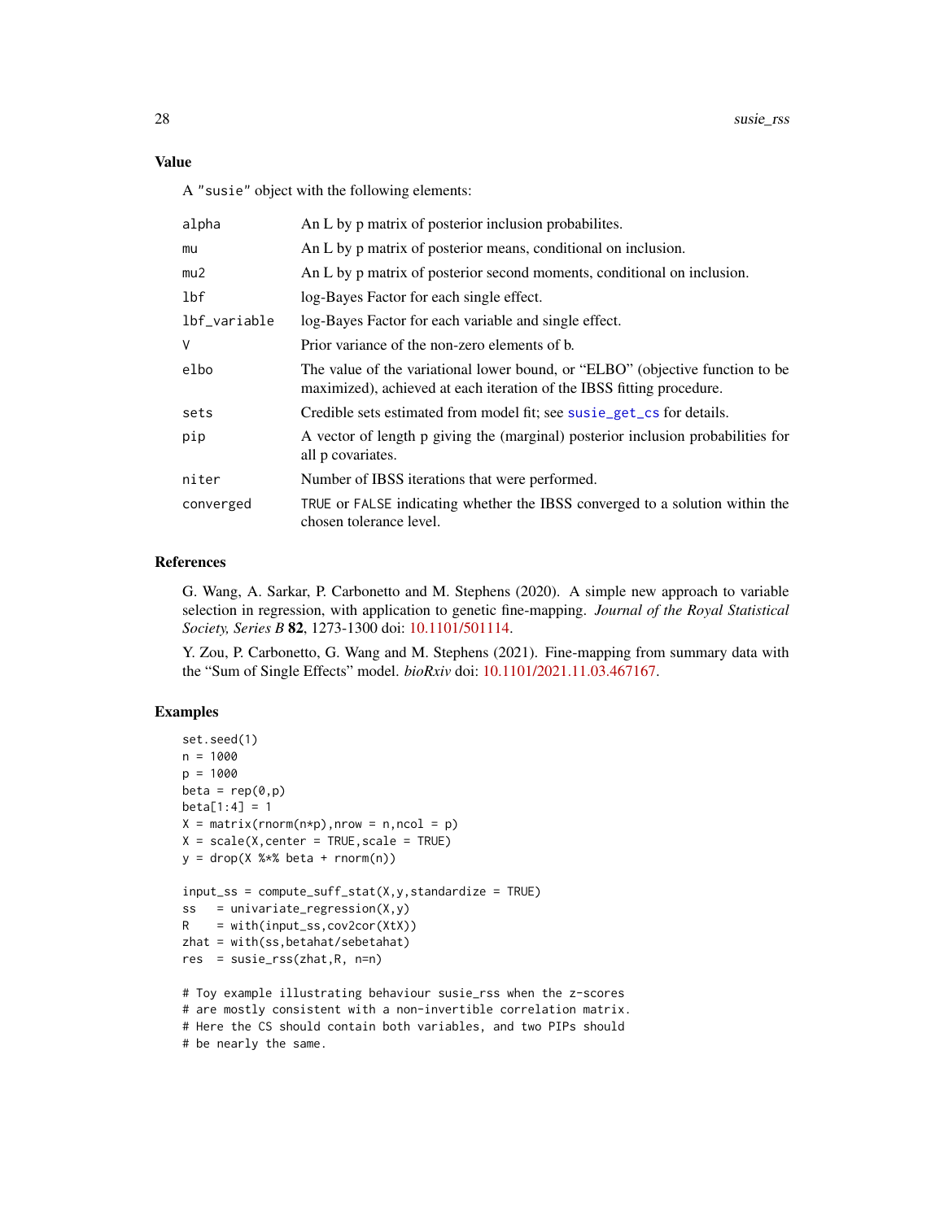### Value

A "susie" object with the following elements:

| | |
|---|---|
| alpha | An L by p matrix of posterior inclusion probabilites. |
| mu | An L by p matrix of posterior means, conditional on inclusion. |
| mu2 | An L by p matrix of posterior second moments, conditional on inclusion. |
| lbf | log-Bayes Factor for each single effect. |
| lbf_variable | log-Bayes Factor for each variable and single effect. |
| V | Prior variance of the non-zero elements of b. |
| elbo | The value of the variational lower bound, or "ELBO" (objective function to be maximized), achieved at each iteration of the IBSS fitting procedure. |
| sets | Credible sets estimated from model fit; see susie_get_cs for details. |
| pip | A vector of length p giving the (marginal) posterior inclusion probabilities for all p covariates. |
| niter | Number of IBSS iterations that were performed. |
| converged | TRUE or FALSE indicating whether the IBSS converged to a solution within the chosen tolerance level. |

### References

G. Wang, A. Sarkar, P. Carbonetto and M. Stephens (2020). A simple new approach to variable selection in regression, with application to genetic fine-mapping. *Journal of the Royal Statistical Society, Series B* **82**, 1273-1300 doi: 10.1101/501114.

Y. Zou, P. Carbonetto, G. Wang and M. Stephens (2021). Fine-mapping from summary data with the "Sum of Single Effects" model. *bioRxiv* doi: 10.1101/2021.11.03.467167.

### Examples

```
set.seed(1)
n = 1000
p = 1000
beta = rep(0,p)
beta[1:4] = 1
X = matrix(rnorm(n*p),nrow = n,ncol = p)
X = scale(X,center = TRUE,scale = TRUE)
y = drop(X %*% beta + rnorm(n))

input_ss = compute_suff_stat(X,y,standardize = TRUE)
ss   = univariate_regression(X,y)
R    = with(input_ss,cov2cor(XtX))
zhat = with(ss,betahat/sebetahat)
res  = susie_rss(zhat,R, n=n)

# Toy example illustrating behaviour susie_rss when the z-scores
# are mostly consistent with a non-invertible correlation matrix.
# Here the CS should contain both variables, and two PIPs should
# be nearly the same.
```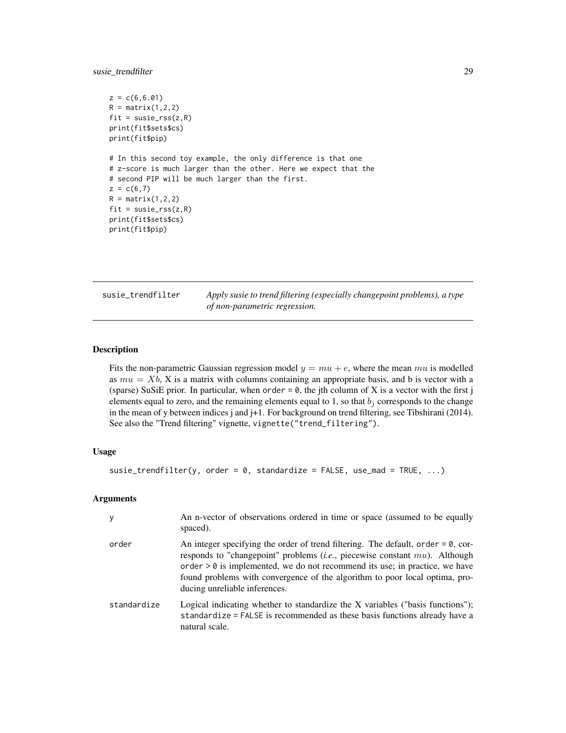```
z = c(6,6.01)
R = matrix(1,2,2)
fit = susie_rss(z,R)
print(fit$sets$cs)
print(fit$pip)

# In this second toy example, the only difference is that one
# z-score is much larger than the other. Here we expect that the
# second PIP will be much larger than the first.
z = c(6,7)
R = matrix(1,2,2)
fit = susie_rss(z,R)
print(fit$sets$cs)
print(fit$pip)
```

---

## susie_trendfilter

*Apply susie to trend filtering (especially changepoint problems), a type of non-parametric regression.*

---

### Description

Fits the non-parametric Gaussian regression model $y = mu + e$, where the mean $mu$ is modelled as $mu = Xb$, X is a matrix with columns containing an appropriate basis, and b is vector with a (sparse) SuSiE prior. In particular, when `order = 0`, the jth column of X is a vector with the first j elements equal to zero, and the remaining elements equal to 1, so that $b_j$ corresponds to the change in the mean of y between indices j and j+1. For background on trend filtering, see Tibshirani (2014). See also the "Trend filtering" vignette, `vignette("trend_filtering")`.

### Usage

```
susie_trendfilter(y, order = 0, standardize = FALSE, use_mad = TRUE, ...)
```

### Arguments

| | |
|---|---|
| `y` | An n-vector of observations ordered in time or space (assumed to be equally spaced). |
| `order` | An integer specifying the order of trend filtering. The default, `order = 0`, corresponds to "changepoint" problems (*i.e.*, piecewise constant $mu$). Although `order > 0` is implemented, we do not recommend its use; in practice, we have found problems with convergence of the algorithm to poor local optima, producing unreliable inferences. |
| `standardize` | Logical indicating whether to standardize the X variables ("basis functions"); `standardize = FALSE` is recommended as these basis functions already have a natural scale. |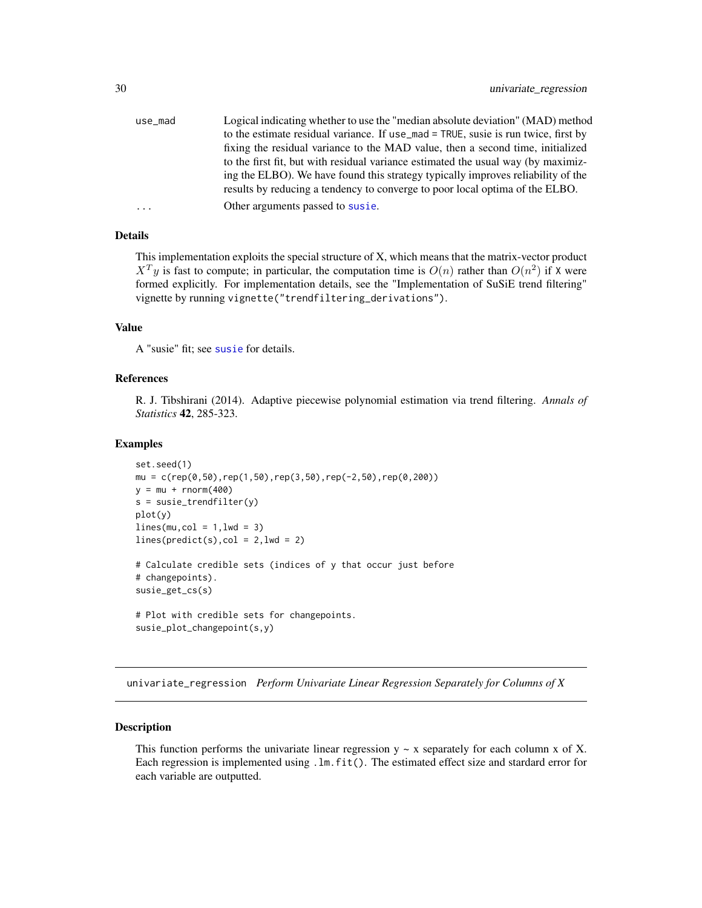use_mad
: Logical indicating whether to use the "median absolute deviation" (MAD) method to the estimate residual variance. If use_mad = TRUE, susie is run twice, first by fixing the residual variance to the MAD value, then a second time, initialized to the first fit, but with residual variance estimated the usual way (by maximizing the ELBO). We have found this strategy typically improves reliability of the results by reducing a tendency to converge to poor local optima of the ELBO.

...
: Other arguments passed to susie.

### Details

This implementation exploits the special structure of X, which means that the matrix-vector product $X^T y$ is fast to compute; in particular, the computation time is $O(n)$ rather than $O(n^2)$ if X were formed explicitly. For implementation details, see the "Implementation of SuSiE trend filtering" vignette by running vignette("trendfiltering_derivations").

### Value

A "susie" fit; see susie for details.

### References

R. J. Tibshirani (2014). Adaptive piecewise polynomial estimation via trend filtering. *Annals of Statistics* **42**, 285-323.

### Examples

```
set.seed(1)
mu = c(rep(0,50),rep(1,50),rep(3,50),rep(-2,50),rep(0,200))
y = mu + rnorm(400)
s = susie_trendfilter(y)
plot(y)
lines(mu,col = 1,lwd = 3)
lines(predict(s),col = 2,lwd = 2)

# Calculate credible sets (indices of y that occur just before
# changepoints).
susie_get_cs(s)

# Plot with credible sets for changepoints.
susie_plot_changepoint(s,y)
```

---

## univariate_regression *Perform Univariate Linear Regression Separately for Columns of X*

### Description

This function performs the univariate linear regression y ~ x separately for each column x of X. Each regression is implemented using .lm.fit(). The estimated effect size and stardard error for each variable are outputted.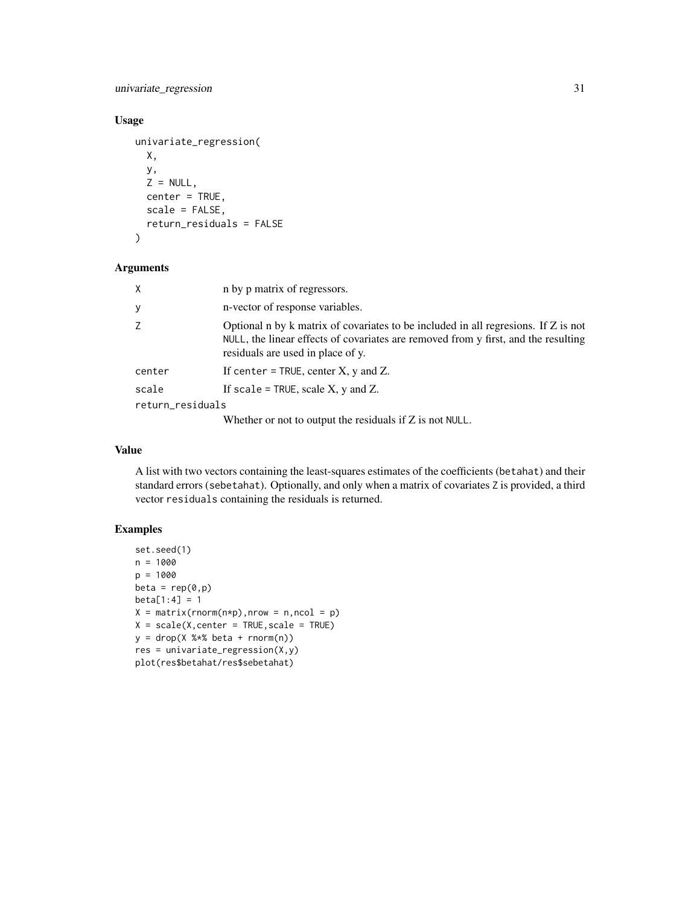## Usage

```
univariate_regression(
  X,
  y,
  Z = NULL,
  center = TRUE,
  scale = FALSE,
  return_residuals = FALSE
)
```

## Arguments

| Argument | Description |
|---|---|
| X | n by p matrix of regressors. |
| y | n-vector of response variables. |
| Z | Optional n by k matrix of covariates to be included in all regresions. If Z is not NULL, the linear effects of covariates are removed from y first, and the resulting residuals are used in place of y. |
| center | If center = TRUE, center X, y and Z. |
| scale | If scale = TRUE, scale X, y and Z. |
| return_residuals | Whether or not to output the residuals if Z is not NULL. |

## Value

A list with two vectors containing the least-squares estimates of the coefficients (betahat) and their standard errors (sebetahat). Optionally, and only when a matrix of covariates Z is provided, a third vector residuals containing the residuals is returned.

## Examples

```
set.seed(1)
n = 1000
p = 1000
beta = rep(0,p)
beta[1:4] = 1
X = matrix(rnorm(n*p),nrow = n,ncol = p)
X = scale(X,center = TRUE,scale = TRUE)
y = drop(X %*% beta + rnorm(n))
res = univariate_regression(X,y)
plot(res$betahat/res$sebetahat)
```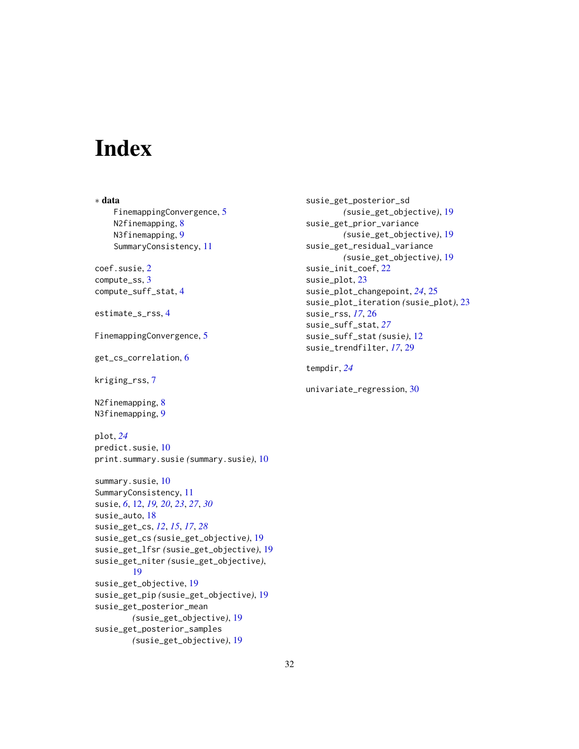# Index

∗ **data**

FinemappingConvergence, 5
N2finemapping, 8
N3finemapping, 9
SummaryConsistency, 11

coef.susie, 2
compute_ss, 3
compute_suff_stat, 4

estimate_s_rss, 4

FinemappingConvergence, 5

get_cs_correlation, 6

kriging_rss, 7

N2finemapping, 8
N3finemapping, 9

plot, *24*
predict.susie, 10
print.summary.susie *(summary.susie)*, 10

summary.susie, 10
SummaryConsistency, 11
susie, *6*, 12, *19*, *20*, *23*, *27*, *30*
susie_auto, 18
susie_get_cs, *12*, *15*, *17*, *28*
susie_get_cs *(susie_get_objective)*, 19
susie_get_lfsr *(susie_get_objective)*, 19
susie_get_niter *(susie_get_objective)*, 19
susie_get_objective, 19
susie_get_pip *(susie_get_objective)*, 19
susie_get_posterior_mean *(susie_get_objective)*, 19
susie_get_posterior_samples *(susie_get_objective)*, 19
susie_get_posterior_sd *(susie_get_objective)*, 19
susie_get_prior_variance *(susie_get_objective)*, 19
susie_get_residual_variance *(susie_get_objective)*, 19
susie_init_coef, 22
susie_plot, 23
susie_plot_changepoint, *24*, 25
susie_plot_iteration *(susie_plot)*, 23
susie_rss, *17*, 26
susie_suff_stat, *27*
susie_suff_stat *(susie)*, 12
susie_trendfilter, *17*, 29

tempdir, *24*

univariate_regression, 30